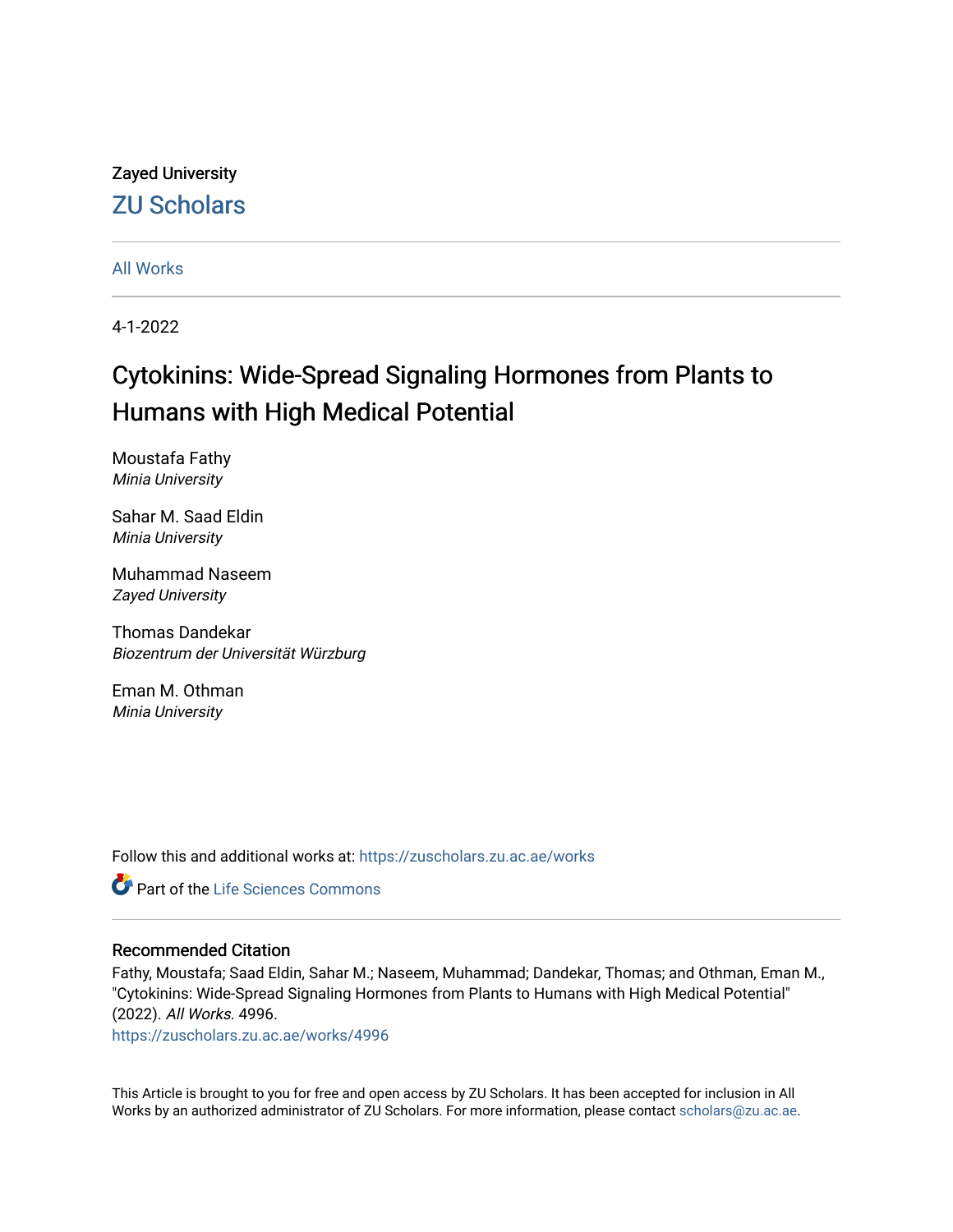Zayed University

# ZU Scholars

All Works

4-1-2022

# Cytokinins: Wide-Spread Signaling Hormones from Plants to Humans with High Medical Potential

Moustafa Fathy
*Minia University*

Sahar M. Saad Eldin
*Minia University*

Muhammad Naseem
*Zayed University*

Thomas Dandekar
*Biozentrum der Universität Würzburg*

Eman M. Othman
*Minia University*

Follow this and additional works at: https://zuscholars.zu.ac.ae/works

Part of the Life Sciences Commons

## Recommended Citation

Fathy, Moustafa; Saad Eldin, Sahar M.; Naseem, Muhammad; Dandekar, Thomas; and Othman, Eman M., "Cytokinins: Wide-Spread Signaling Hormones from Plants to Humans with High Medical Potential" (2022). *All Works*. 4996.
https://zuscholars.zu.ac.ae/works/4996

This Article is brought to you for free and open access by ZU Scholars. It has been accepted for inclusion in All Works by an authorized administrator of ZU Scholars. For more information, please contact scholars@zu.ac.ae.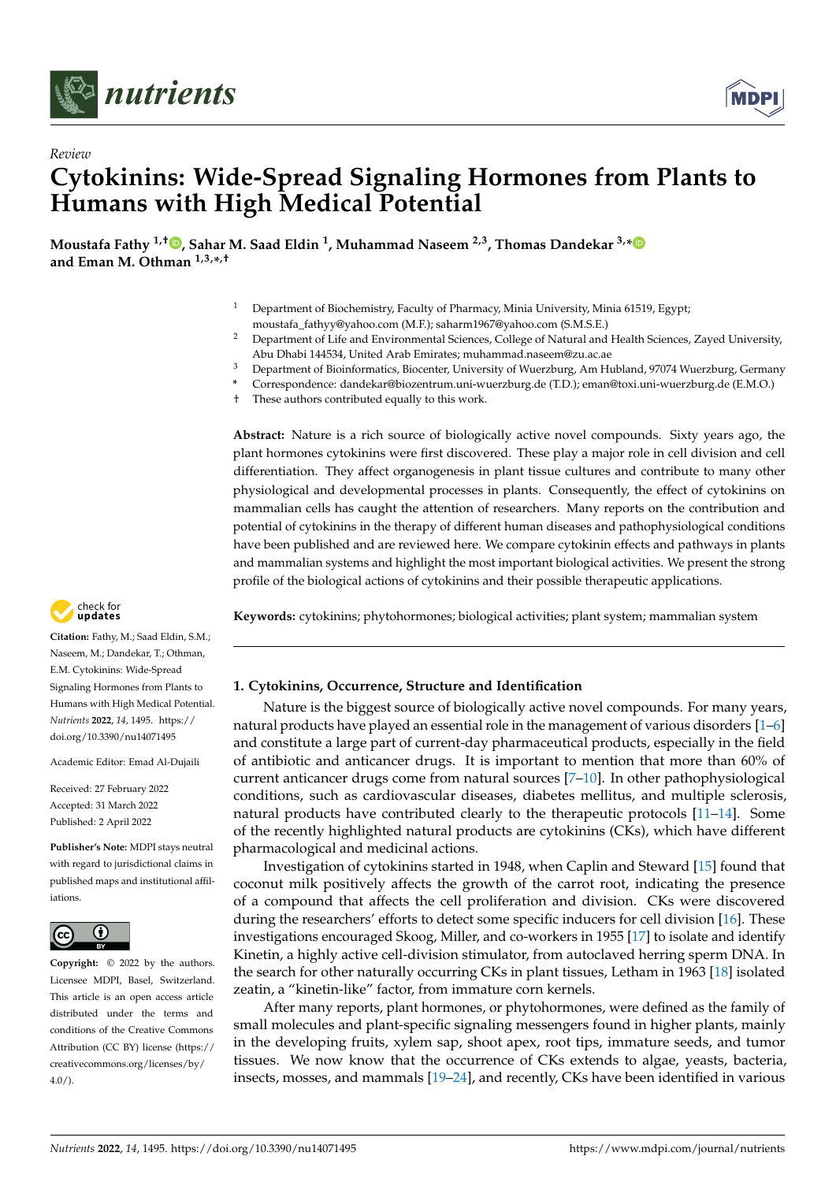# nutrients

*Review*

# Cytokinins: Wide-Spread Signaling Hormones from Plants to Humans with High Medical Potential

**Moustafa Fathy [1,†], Sahar M. Saad Eldin [1], Muhammad Naseem [2,3], Thomas Dandekar [3,*] and Eman M. Othman [1,3,*,†]**

[1] Department of Biochemistry, Faculty of Pharmacy, Minia University, Minia 61519, Egypt; moustafa_fathyy@yahoo.com (M.F.); saharm1967@yahoo.com (S.M.S.E.)

[2] Department of Life and Environmental Sciences, College of Natural and Health Sciences, Zayed University, Abu Dhabi 144534, United Arab Emirates; muhammad.naseem@zu.ac.ae

[3] Department of Bioinformatics, Biocenter, University of Wuerzburg, Am Hubland, 97074 Wuerzburg, Germany

\* Correspondence: dandekar@biozentrum.uni-wuerzburg.de (T.D.); eman@toxi.uni-wuerzburg.de (E.M.O.)

† These authors contributed equally to this work.

**Abstract:** Nature is a rich source of biologically active novel compounds. Sixty years ago, the plant hormones cytokinins were first discovered. These play a major role in cell division and cell differentiation. They affect organogenesis in plant tissue cultures and contribute to many other physiological and developmental processes in plants. Consequently, the effect of cytokinins on mammalian cells has caught the attention of researchers. Many reports on the contribution and potential of cytokinins in the therapy of different human diseases and pathophysiological conditions have been published and are reviewed here. We compare cytokinin effects and pathways in plants and mammalian systems and highlight the most important biological activities. We present the strong profile of the biological actions of cytokinins and their possible therapeutic applications.

**Keywords:** cytokinins; phytohormones; biological activities; plant system; mammalian system

**Citation:** Fathy, M.; Saad Eldin, S.M.; Naseem, M.; Dandekar, T.; Othman, E.M. Cytokinins: Wide-Spread Signaling Hormones from Plants to Humans with High Medical Potential. *Nutrients* **2022**, *14*, 1495. https://doi.org/10.3390/nu14071495

Academic Editor: Emad Al-Dujaili

Received: 27 February 2022
Accepted: 31 March 2022
Published: 2 April 2022

**Publisher's Note:** MDPI stays neutral with regard to jurisdictional claims in published maps and institutional affiliations.

**Copyright:** © 2022 by the authors. Licensee MDPI, Basel, Switzerland. This article is an open access article distributed under the terms and conditions of the Creative Commons Attribution (CC BY) license (https://creativecommons.org/licenses/by/4.0/).

## 1. Cytokinins, Occurrence, Structure and Identification

Nature is the biggest source of biologically active novel compounds. For many years, natural products have played an essential role in the management of various disorders [1–6] and constitute a large part of current-day pharmaceutical products, especially in the field of antibiotic and anticancer drugs. It is important to mention that more than 60% of current anticancer drugs come from natural sources [7–10]. In other pathophysiological conditions, such as cardiovascular diseases, diabetes mellitus, and multiple sclerosis, natural products have contributed clearly to the therapeutic protocols [11–14]. Some of the recently highlighted natural products are cytokinins (CKs), which have different pharmacological and medicinal actions.

Investigation of cytokinins started in 1948, when Caplin and Steward [15] found that coconut milk positively affects the growth of the carrot root, indicating the presence of a compound that affects the cell proliferation and division. CKs were discovered during the researchers' efforts to detect some specific inducers for cell division [16]. These investigations encouraged Skoog, Miller, and co-workers in 1955 [17] to isolate and identify Kinetin, a highly active cell-division stimulator, from autoclaved herring sperm DNA. In the search for other naturally occurring CKs in plant tissues, Letham in 1963 [18] isolated zeatin, a "kinetin-like" factor, from immature corn kernels.

After many reports, plant hormones, or phytohormones, were defined as the family of small molecules and plant-specific signaling messengers found in higher plants, mainly in the developing fruits, xylem sap, shoot apex, root tips, immature seeds, and tumor tissues. We now know that the occurrence of CKs extends to algae, yeasts, bacteria, insects, mosses, and mammals [19–24], and recently, CKs have been identified in various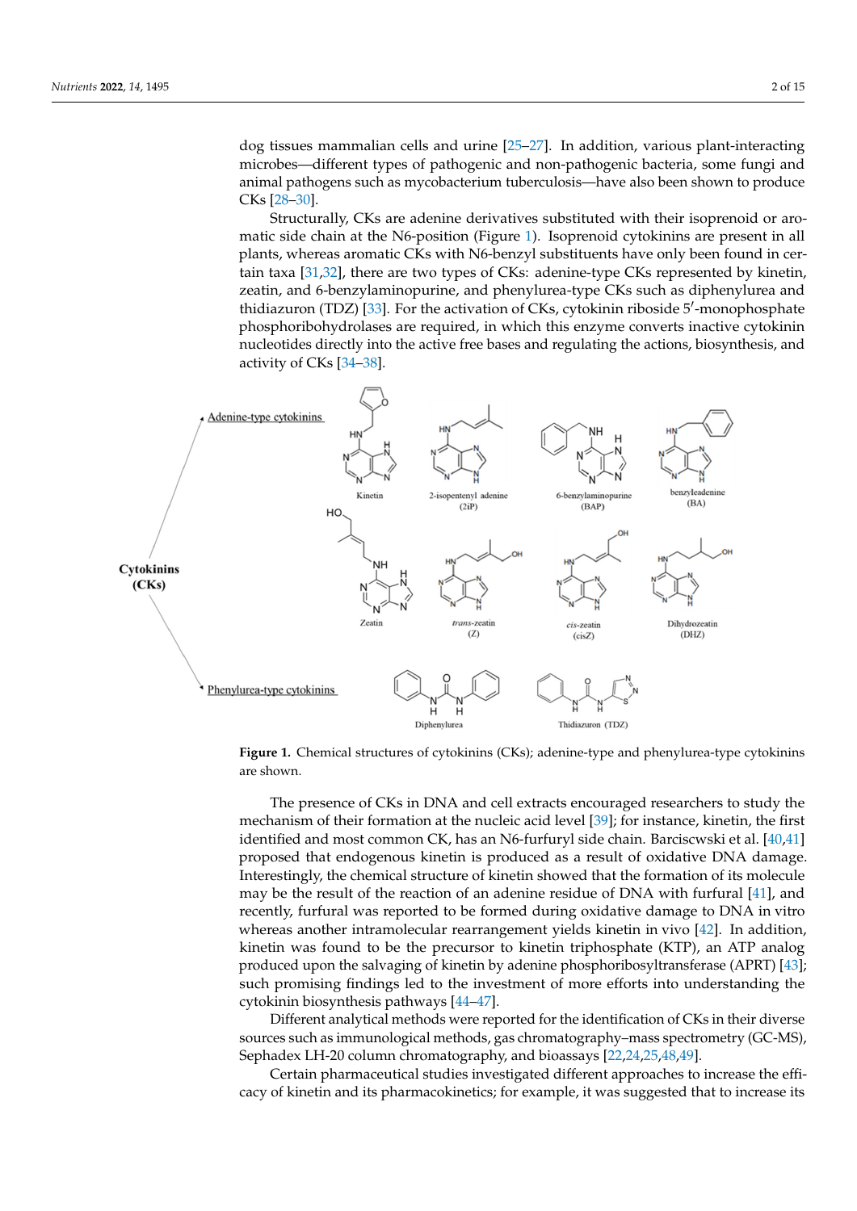dog tissues mammalian cells and urine [25–27]. In addition, various plant-interacting microbes—different types of pathogenic and non-pathogenic bacteria, some fungi and animal pathogens such as mycobacterium tuberculosis—have also been shown to produce CKs [28–30].

Structurally, CKs are adenine derivatives substituted with their isoprenoid or aromatic side chain at the N6-position (Figure 1). Isoprenoid cytokinins are present in all plants, whereas aromatic CKs with N6-benzyl substituents have only been found in certain taxa [31,32], there are two types of CKs: adenine-type CKs represented by kinetin, zeatin, and 6-benzylaminopurine, and phenylurea-type CKs such as diphenylurea and thidiazuron (TDZ) [33]. For the activation of CKs, cytokinin riboside 5′-monophosphate phosphoribohydrolases are required, in which this enzyme converts inactive cytokinin nucleotides directly into the active free bases and regulating the actions, biosynthesis, and activity of CKs [34–38].

**Figure 1.** Chemical structures of cytokinins (CKs); adenine-type and phenylurea-type cytokinins are shown.

The presence of CKs in DNA and cell extracts encouraged researchers to study the mechanism of their formation at the nucleic acid level [39]; for instance, kinetin, the first identified and most common CK, has an N6-furfuryl side chain. Barciscwski et al. [40,41] proposed that endogenous kinetin is produced as a result of oxidative DNA damage. Interestingly, the chemical structure of kinetin showed that the formation of its molecule may be the result of the reaction of an adenine residue of DNA with furfural [41], and recently, furfural was reported to be formed during oxidative damage to DNA in vitro whereas another intramolecular rearrangement yields kinetin in vivo [42]. In addition, kinetin was found to be the precursor to kinetin triphosphate (KTP), an ATP analog produced upon the salvaging of kinetin by adenine phosphoribosyltransferase (APRT) [43]; such promising findings led to the investment of more efforts into understanding the cytokinin biosynthesis pathways [44–47].

Different analytical methods were reported for the identification of CKs in their diverse sources such as immunological methods, gas chromatography–mass spectrometry (GC-MS), Sephadex LH-20 column chromatography, and bioassays [22,24,25,48,49].

Certain pharmaceutical studies investigated different approaches to increase the efficacy of kinetin and its pharmacokinetics; for example, it was suggested that to increase its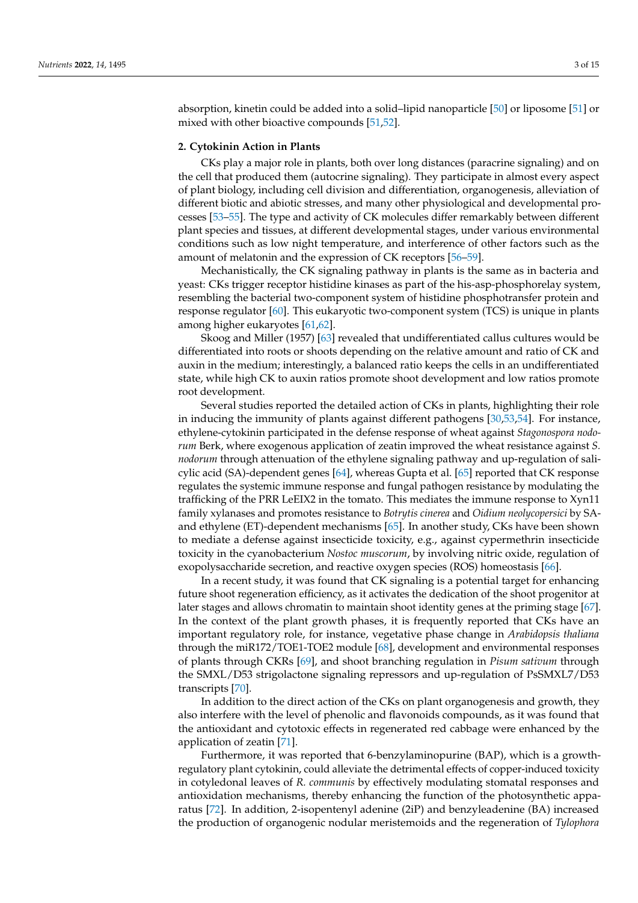absorption, kinetin could be added into a solid–lipid nanoparticle [50] or liposome [51] or mixed with other bioactive compounds [51,52].

## 2. Cytokinin Action in Plants

CKs play a major role in plants, both over long distances (paracrine signaling) and on the cell that produced them (autocrine signaling). They participate in almost every aspect of plant biology, including cell division and differentiation, organogenesis, alleviation of different biotic and abiotic stresses, and many other physiological and developmental processes [53–55]. The type and activity of CK molecules differ remarkably between different plant species and tissues, at different developmental stages, under various environmental conditions such as low night temperature, and interference of other factors such as the amount of melatonin and the expression of CK receptors [56–59].

Mechanistically, the CK signaling pathway in plants is the same as in bacteria and yeast: CKs trigger receptor histidine kinases as part of the his-asp-phosphorelay system, resembling the bacterial two-component system of histidine phosphotransfer protein and response regulator [60]. This eukaryotic two-component system (TCS) is unique in plants among higher eukaryotes [61,62].

Skoog and Miller (1957) [63] revealed that undifferentiated callus cultures would be differentiated into roots or shoots depending on the relative amount and ratio of CK and auxin in the medium; interestingly, a balanced ratio keeps the cells in an undifferentiated state, while high CK to auxin ratios promote shoot development and low ratios promote root development.

Several studies reported the detailed action of CKs in plants, highlighting their role in inducing the immunity of plants against different pathogens [30,53,54]. For instance, ethylene-cytokinin participated in the defense response of wheat against *Stagonospora nodorum* Berk, where exogenous application of zeatin improved the wheat resistance against *S. nodorum* through attenuation of the ethylene signaling pathway and up-regulation of salicylic acid (SA)-dependent genes [64], whereas Gupta et al. [65] reported that CK response regulates the systemic immune response and fungal pathogen resistance by modulating the trafficking of the PRR LeEIX2 in the tomato. This mediates the immune response to Xyn11 family xylanases and promotes resistance to *Botrytis cinerea* and *Oidium neolycopersici* by SA- and ethylene (ET)-dependent mechanisms [65]. In another study, CKs have been shown to mediate a defense against insecticide toxicity, e.g., against cypermethrin insecticide toxicity in the cyanobacterium *Nostoc muscorum*, by involving nitric oxide, regulation of exopolysaccharide secretion, and reactive oxygen species (ROS) homeostasis [66].

In a recent study, it was found that CK signaling is a potential target for enhancing future shoot regeneration efficiency, as it activates the dedication of the shoot progenitor at later stages and allows chromatin to maintain shoot identity genes at the priming stage [67]. In the context of the plant growth phases, it is frequently reported that CKs have an important regulatory role, for instance, vegetative phase change in *Arabidopsis thaliana* through the miR172/TOE1-TOE2 module [68], development and environmental responses of plants through CKRs [69], and shoot branching regulation in *Pisum sativum* through the SMXL/D53 strigolactone signaling repressors and up-regulation of PsSMXL7/D53 transcripts [70].

In addition to the direct action of the CKs on plant organogenesis and growth, they also interfere with the level of phenolic and flavonoids compounds, as it was found that the antioxidant and cytotoxic effects in regenerated red cabbage were enhanced by the application of zeatin [71].

Furthermore, it was reported that 6-benzylaminopurine (BAP), which is a growth-regulatory plant cytokinin, could alleviate the detrimental effects of copper-induced toxicity in cotyledonal leaves of *R. communis* by effectively modulating stomatal responses and antioxidation mechanisms, thereby enhancing the function of the photosynthetic apparatus [72]. In addition, 2-isopentenyl adenine (2iP) and benzyleadenine (BA) increased the production of organogenic nodular meristemoids and the regeneration of *Tylophora*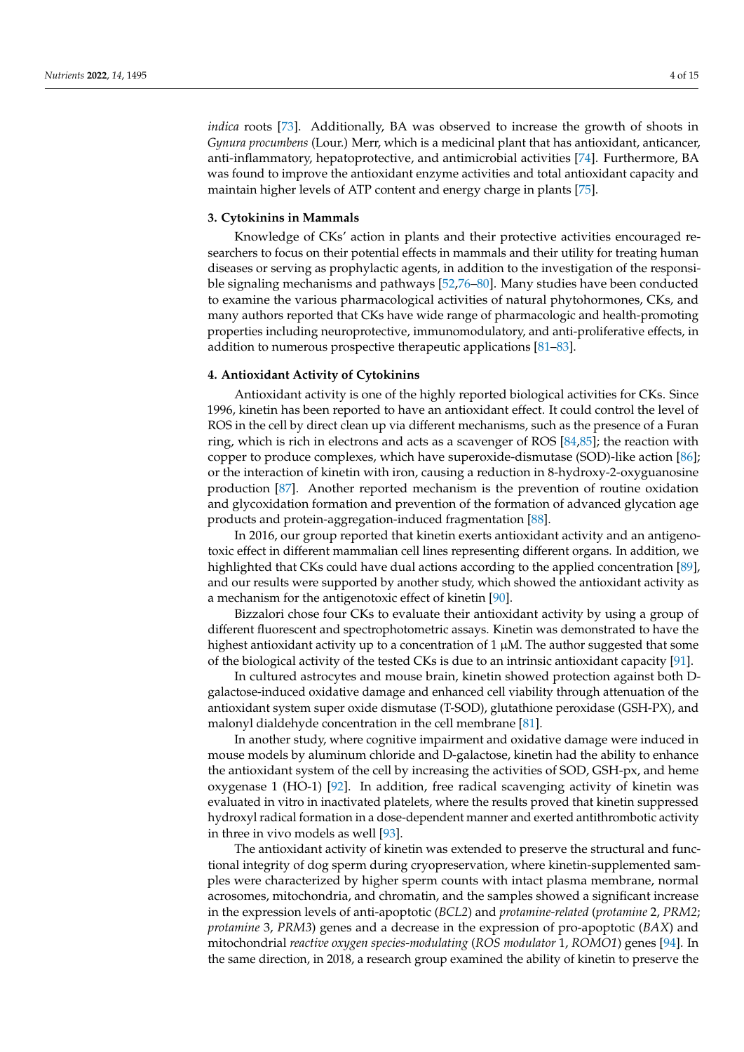*indica* roots [73]. Additionally, BA was observed to increase the growth of shoots in *Gynura procumbens* (Lour.) Merr, which is a medicinal plant that has antioxidant, anticancer, anti-inflammatory, hepatoprotective, and antimicrobial activities [74]. Furthermore, BA was found to improve the antioxidant enzyme activities and total antioxidant capacity and maintain higher levels of ATP content and energy charge in plants [75].

## 3. Cytokinins in Mammals

Knowledge of CKs' action in plants and their protective activities encouraged researchers to focus on their potential effects in mammals and their utility for treating human diseases or serving as prophylactic agents, in addition to the investigation of the responsible signaling mechanisms and pathways [52,76–80]. Many studies have been conducted to examine the various pharmacological activities of natural phytohormones, CKs, and many authors reported that CKs have wide range of pharmacologic and health-promoting properties including neuroprotective, immunomodulatory, and anti-proliferative effects, in addition to numerous prospective therapeutic applications [81–83].

## 4. Antioxidant Activity of Cytokinins

Antioxidant activity is one of the highly reported biological activities for CKs. Since 1996, kinetin has been reported to have an antioxidant effect. It could control the level of ROS in the cell by direct clean up via different mechanisms, such as the presence of a Furan ring, which is rich in electrons and acts as a scavenger of ROS [84,85]; the reaction with copper to produce complexes, which have superoxide-dismutase (SOD)-like action [86]; or the interaction of kinetin with iron, causing a reduction in 8-hydroxy-2-oxyguanosine production [87]. Another reported mechanism is the prevention of routine oxidation and glycoxidation formation and prevention of the formation of advanced glycation age products and protein-aggregation-induced fragmentation [88].

In 2016, our group reported that kinetin exerts antioxidant activity and an antigenotoxic effect in different mammalian cell lines representing different organs. In addition, we highlighted that CKs could have dual actions according to the applied concentration [89], and our results were supported by another study, which showed the antioxidant activity as a mechanism for the antigenotoxic effect of kinetin [90].

Bizzalori chose four CKs to evaluate their antioxidant activity by using a group of different fluorescent and spectrophotometric assays. Kinetin was demonstrated to have the highest antioxidant activity up to a concentration of 1 μM. The author suggested that some of the biological activity of the tested CKs is due to an intrinsic antioxidant capacity [91].

In cultured astrocytes and mouse brain, kinetin showed protection against both D-galactose-induced oxidative damage and enhanced cell viability through attenuation of the antioxidant system super oxide dismutase (T-SOD), glutathione peroxidase (GSH-PX), and malonyl dialdehyde concentration in the cell membrane [81].

In another study, where cognitive impairment and oxidative damage were induced in mouse models by aluminum chloride and D-galactose, kinetin had the ability to enhance the antioxidant system of the cell by increasing the activities of SOD, GSH-px, and heme oxygenase 1 (HO-1) [92]. In addition, free radical scavenging activity of kinetin was evaluated in vitro in inactivated platelets, where the results proved that kinetin suppressed hydroxyl radical formation in a dose-dependent manner and exerted antithrombotic activity in three in vivo models as well [93].

The antioxidant activity of kinetin was extended to preserve the structural and functional integrity of dog sperm during cryopreservation, where kinetin-supplemented samples were characterized by higher sperm counts with intact plasma membrane, normal acrosomes, mitochondria, and chromatin, and the samples showed a significant increase in the expression levels of anti-apoptotic (*BCL2*) and *protamine-related* (*protamine* 2, *PRM2*; *protamine* 3, *PRM3*) genes and a decrease in the expression of pro-apoptotic (*BAX*) and mitochondrial *reactive oxygen species-modulating* (*ROS modulator* 1, *ROMO1*) genes [94]. In the same direction, in 2018, a research group examined the ability of kinetin to preserve the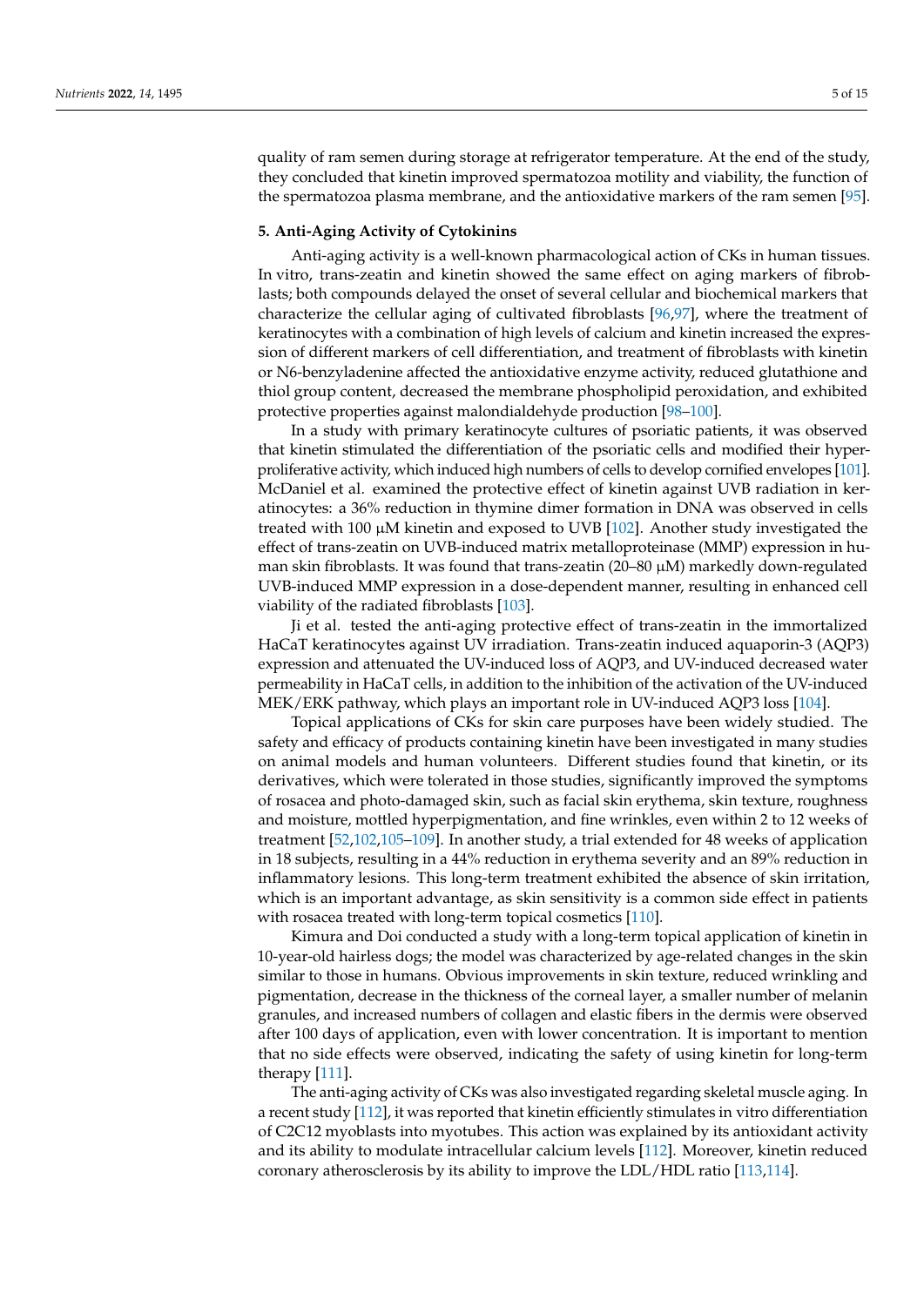quality of ram semen during storage at refrigerator temperature. At the end of the study, they concluded that kinetin improved spermatozoa motility and viability, the function of the spermatozoa plasma membrane, and the antioxidative markers of the ram semen [95].

## 5. Anti-Aging Activity of Cytokinins

Anti-aging activity is a well-known pharmacological action of CKs in human tissues. In vitro, trans-zeatin and kinetin showed the same effect on aging markers of fibroblasts; both compounds delayed the onset of several cellular and biochemical markers that characterize the cellular aging of cultivated fibroblasts [96,97], where the treatment of keratinocytes with a combination of high levels of calcium and kinetin increased the expression of different markers of cell differentiation, and treatment of fibroblasts with kinetin or N6-benzyladenine affected the antioxidative enzyme activity, reduced glutathione and thiol group content, decreased the membrane phospholipid peroxidation, and exhibited protective properties against malondialdehyde production [98–100].

In a study with primary keratinocyte cultures of psoriatic patients, it was observed that kinetin stimulated the differentiation of the psoriatic cells and modified their hyperproliferative activity, which induced high numbers of cells to develop cornified envelopes [101]. McDaniel et al. examined the protective effect of kinetin against UVB radiation in keratinocytes: a 36% reduction in thymine dimer formation in DNA was observed in cells treated with 100 μM kinetin and exposed to UVB [102]. Another study investigated the effect of trans-zeatin on UVB-induced matrix metalloproteinase (MMP) expression in human skin fibroblasts. It was found that trans-zeatin (20–80 μM) markedly down-regulated UVB-induced MMP expression in a dose-dependent manner, resulting in enhanced cell viability of the radiated fibroblasts [103].

Ji et al. tested the anti-aging protective effect of trans-zeatin in the immortalized HaCaT keratinocytes against UV irradiation. Trans-zeatin induced aquaporin-3 (AQP3) expression and attenuated the UV-induced loss of AQP3, and UV-induced decreased water permeability in HaCaT cells, in addition to the inhibition of the activation of the UV-induced MEK/ERK pathway, which plays an important role in UV-induced AQP3 loss [104].

Topical applications of CKs for skin care purposes have been widely studied. The safety and efficacy of products containing kinetin have been investigated in many studies on animal models and human volunteers. Different studies found that kinetin, or its derivatives, which were tolerated in those studies, significantly improved the symptoms of rosacea and photo-damaged skin, such as facial skin erythema, skin texture, roughness and moisture, mottled hyperpigmentation, and fine wrinkles, even within 2 to 12 weeks of treatment [52,102,105–109]. In another study, a trial extended for 48 weeks of application in 18 subjects, resulting in a 44% reduction in erythema severity and an 89% reduction in inflammatory lesions. This long-term treatment exhibited the absence of skin irritation, which is an important advantage, as skin sensitivity is a common side effect in patients with rosacea treated with long-term topical cosmetics [110].

Kimura and Doi conducted a study with a long-term topical application of kinetin in 10-year-old hairless dogs; the model was characterized by age-related changes in the skin similar to those in humans. Obvious improvements in skin texture, reduced wrinkling and pigmentation, decrease in the thickness of the corneal layer, a smaller number of melanin granules, and increased numbers of collagen and elastic fibers in the dermis were observed after 100 days of application, even with lower concentration. It is important to mention that no side effects were observed, indicating the safety of using kinetin for long-term therapy [111].

The anti-aging activity of CKs was also investigated regarding skeletal muscle aging. In a recent study [112], it was reported that kinetin efficiently stimulates in vitro differentiation of C2C12 myoblasts into myotubes. This action was explained by its antioxidant activity and its ability to modulate intracellular calcium levels [112]. Moreover, kinetin reduced coronary atherosclerosis by its ability to improve the LDL/HDL ratio [113,114].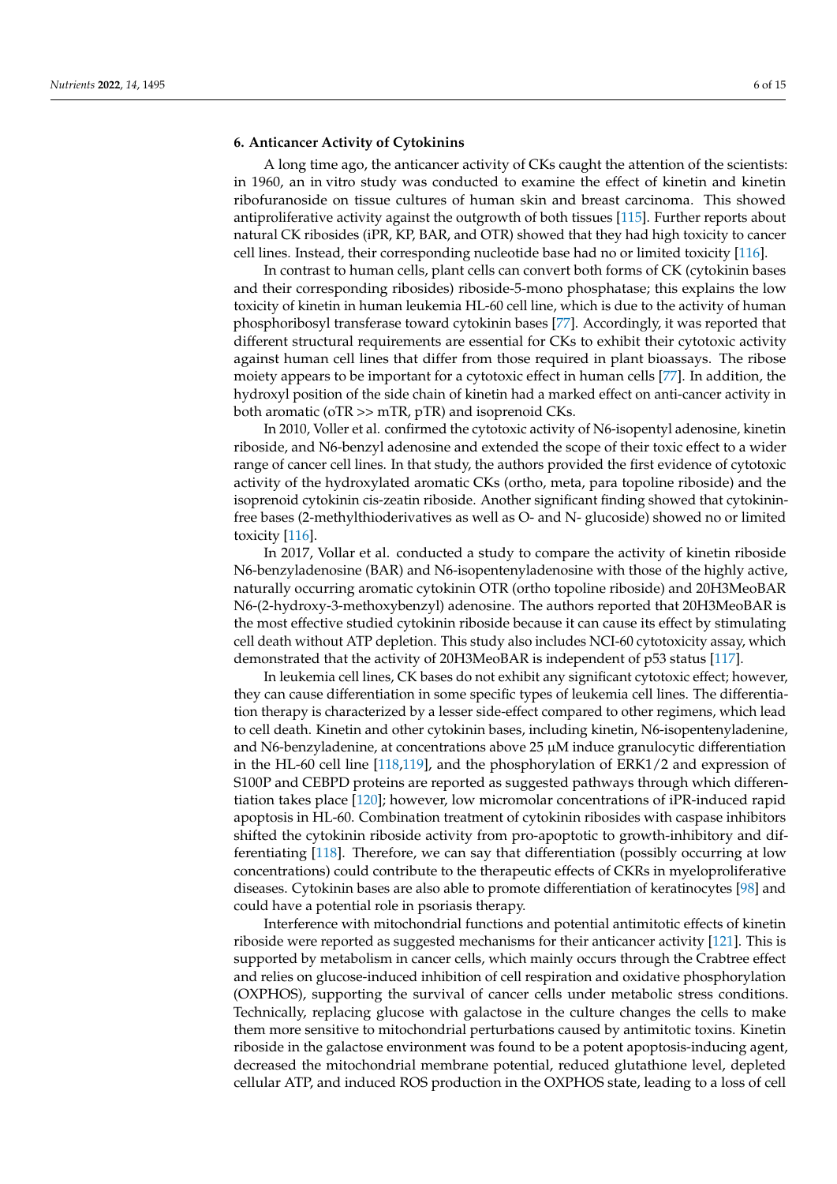### 6. Anticancer Activity of Cytokinins

A long time ago, the anticancer activity of CKs caught the attention of the scientists: in 1960, an in vitro study was conducted to examine the effect of kinetin and kinetin ribofuranoside on tissue cultures of human skin and breast carcinoma. This showed antiproliferative activity against the outgrowth of both tissues [115]. Further reports about natural CK ribosides (iPR, KP, BAR, and OTR) showed that they had high toxicity to cancer cell lines. Instead, their corresponding nucleotide base had no or limited toxicity [116].

In contrast to human cells, plant cells can convert both forms of CK (cytokinin bases and their corresponding ribosides) riboside-5-mono phosphatase; this explains the low toxicity of kinetin in human leukemia HL-60 cell line, which is due to the activity of human phosphoribosyl transferase toward cytokinin bases [77]. Accordingly, it was reported that different structural requirements are essential for CKs to exhibit their cytotoxic activity against human cell lines that differ from those required in plant bioassays. The ribose moiety appears to be important for a cytotoxic effect in human cells [77]. In addition, the hydroxyl position of the side chain of kinetin had a marked effect on anti-cancer activity in both aromatic (oTR >> mTR, pTR) and isoprenoid CKs.

In 2010, Voller et al. confirmed the cytotoxic activity of N6-isopentyl adenosine, kinetin riboside, and N6-benzyl adenosine and extended the scope of their toxic effect to a wider range of cancer cell lines. In that study, the authors provided the first evidence of cytotoxic activity of the hydroxylated aromatic CKs (ortho, meta, para topoline riboside) and the isoprenoid cytokinin cis-zeatin riboside. Another significant finding showed that cytokinin-free bases (2-methylthioderivatives as well as O- and N- glucoside) showed no or limited toxicity [116].

In 2017, Vollar et al. conducted a study to compare the activity of kinetin riboside N6-benzyladenosine (BAR) and N6-isopentenyladenosine with those of the highly active, naturally occurring aromatic cytokinin OTR (ortho topoline riboside) and 20H3MeoBAR N6-(2-hydroxy-3-methoxybenzyl) adenosine. The authors reported that 20H3MeoBAR is the most effective studied cytokinin riboside because it can cause its effect by stimulating cell death without ATP depletion. This study also includes NCI-60 cytotoxicity assay, which demonstrated that the activity of 20H3MeoBAR is independent of p53 status [117].

In leukemia cell lines, CK bases do not exhibit any significant cytotoxic effect; however, they can cause differentiation in some specific types of leukemia cell lines. The differentiation therapy is characterized by a lesser side-effect compared to other regimens, which lead to cell death. Kinetin and other cytokinin bases, including kinetin, N6-isopentenyladenine, and N6-benzyladenine, at concentrations above 25 μM induce granulocytic differentiation in the HL-60 cell line [118,119], and the phosphorylation of ERK1/2 and expression of S100P and CEBPD proteins are reported as suggested pathways through which differentiation takes place [120]; however, low micromolar concentrations of iPR-induced rapid apoptosis in HL-60. Combination treatment of cytokinin ribosides with caspase inhibitors shifted the cytokinin riboside activity from pro-apoptotic to growth-inhibitory and differentiating [118]. Therefore, we can say that differentiation (possibly occurring at low concentrations) could contribute to the therapeutic effects of CKRs in myeloproliferative diseases. Cytokinin bases are also able to promote differentiation of keratinocytes [98] and could have a potential role in psoriasis therapy.

Interference with mitochondrial functions and potential antimitotic effects of kinetin riboside were reported as suggested mechanisms for their anticancer activity [121]. This is supported by metabolism in cancer cells, which mainly occurs through the Crabtree effect and relies on glucose-induced inhibition of cell respiration and oxidative phosphorylation (OXPHOS), supporting the survival of cancer cells under metabolic stress conditions. Technically, replacing glucose with galactose in the culture changes the cells to make them more sensitive to mitochondrial perturbations caused by antimitotic toxins. Kinetin riboside in the galactose environment was found to be a potent apoptosis-inducing agent, decreased the mitochondrial membrane potential, reduced glutathione level, depleted cellular ATP, and induced ROS production in the OXPHOS state, leading to a loss of cell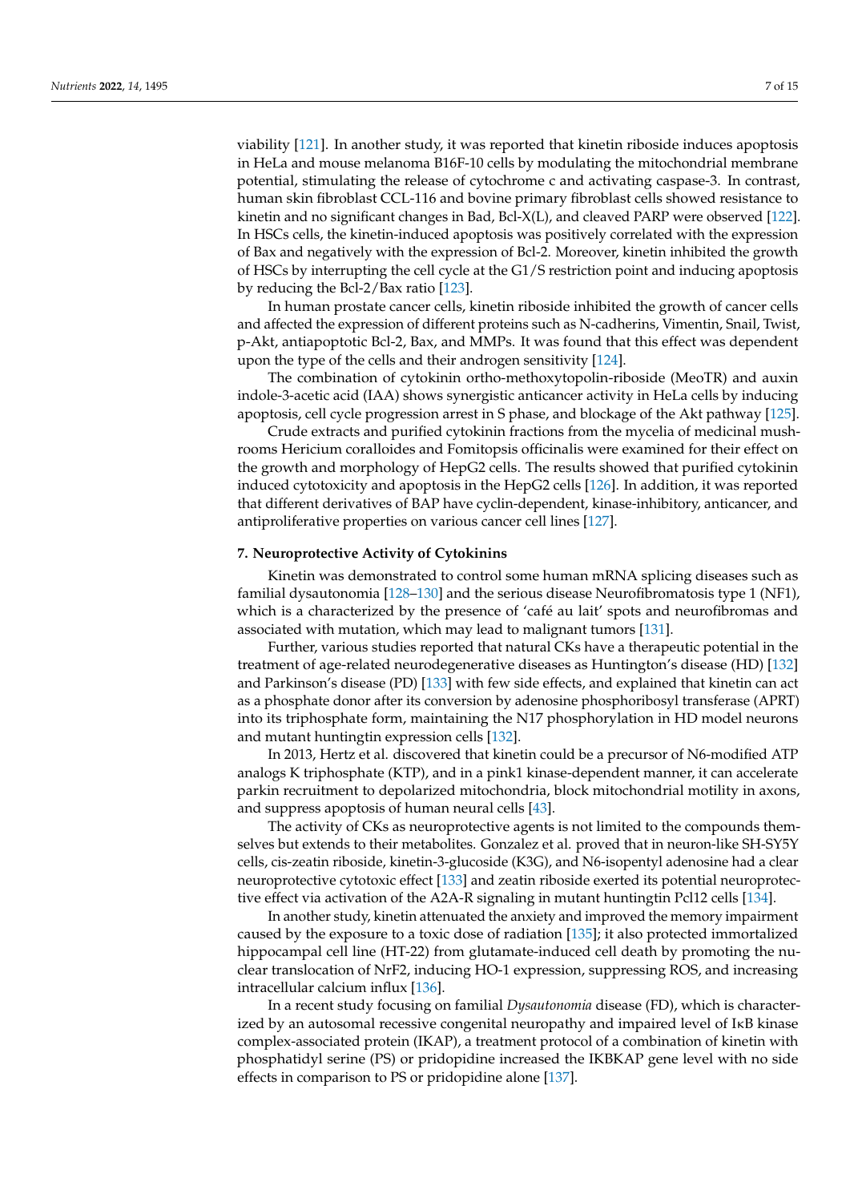viability [121]. In another study, it was reported that kinetin riboside induces apoptosis in HeLa and mouse melanoma B16F-10 cells by modulating the mitochondrial membrane potential, stimulating the release of cytochrome c and activating caspase-3. In contrast, human skin fibroblast CCL-116 and bovine primary fibroblast cells showed resistance to kinetin and no significant changes in Bad, Bcl-X(L), and cleaved PARP were observed [122]. In HSCs cells, the kinetin-induced apoptosis was positively correlated with the expression of Bax and negatively with the expression of Bcl-2. Moreover, kinetin inhibited the growth of HSCs by interrupting the cell cycle at the G1/S restriction point and inducing apoptosis by reducing the Bcl-2/Bax ratio [123].

In human prostate cancer cells, kinetin riboside inhibited the growth of cancer cells and affected the expression of different proteins such as N-cadherins, Vimentin, Snail, Twist, p-Akt, antiapoptotic Bcl-2, Bax, and MMPs. It was found that this effect was dependent upon the type of the cells and their androgen sensitivity [124].

The combination of cytokinin ortho-methoxytopolin-riboside (MeoTR) and auxin indole-3-acetic acid (IAA) shows synergistic anticancer activity in HeLa cells by inducing apoptosis, cell cycle progression arrest in S phase, and blockage of the Akt pathway [125].

Crude extracts and purified cytokinin fractions from the mycelia of medicinal mushrooms Hericium coralloides and Fomitopsis officinalis were examined for their effect on the growth and morphology of HepG2 cells. The results showed that purified cytokinin induced cytotoxicity and apoptosis in the HepG2 cells [126]. In addition, it was reported that different derivatives of BAP have cyclin-dependent, kinase-inhibitory, anticancer, and antiproliferative properties on various cancer cell lines [127].

## 7. Neuroprotective Activity of Cytokinins

Kinetin was demonstrated to control some human mRNA splicing diseases such as familial dysautonomia [128–130] and the serious disease Neurofibromatosis type 1 (NF1), which is a characterized by the presence of 'café au lait' spots and neurofibromas and associated with mutation, which may lead to malignant tumors [131].

Further, various studies reported that natural CKs have a therapeutic potential in the treatment of age-related neurodegenerative diseases as Huntington's disease (HD) [132] and Parkinson's disease (PD) [133] with few side effects, and explained that kinetin can act as a phosphate donor after its conversion by adenosine phosphoribosyl transferase (APRT) into its triphosphate form, maintaining the N17 phosphorylation in HD model neurons and mutant huntingtin expression cells [132].

In 2013, Hertz et al. discovered that kinetin could be a precursor of N6-modified ATP analogs K triphosphate (KTP), and in a pink1 kinase-dependent manner, it can accelerate parkin recruitment to depolarized mitochondria, block mitochondrial motility in axons, and suppress apoptosis of human neural cells [43].

The activity of CKs as neuroprotective agents is not limited to the compounds themselves but extends to their metabolites. Gonzalez et al. proved that in neuron-like SH-SY5Y cells, cis-zeatin riboside, kinetin-3-glucoside (K3G), and N6-isopentyl adenosine had a clear neuroprotective cytotoxic effect [133] and zeatin riboside exerted its potential neuroprotective effect via activation of the A2A-R signaling in mutant huntingtin Pcl12 cells [134].

In another study, kinetin attenuated the anxiety and improved the memory impairment caused by the exposure to a toxic dose of radiation [135]; it also protected immortalized hippocampal cell line (HT-22) from glutamate-induced cell death by promoting the nuclear translocation of NrF2, inducing HO-1 expression, suppressing ROS, and increasing intracellular calcium influx [136].

In a recent study focusing on familial *Dysautonomia* disease (FD), which is characterized by an autosomal recessive congenital neuropathy and impaired level of IκB kinase complex-associated protein (IKAP), a treatment protocol of a combination of kinetin with phosphatidyl serine (PS) or pridopidine increased the IKBKAP gene level with no side effects in comparison to PS or pridopidine alone [137].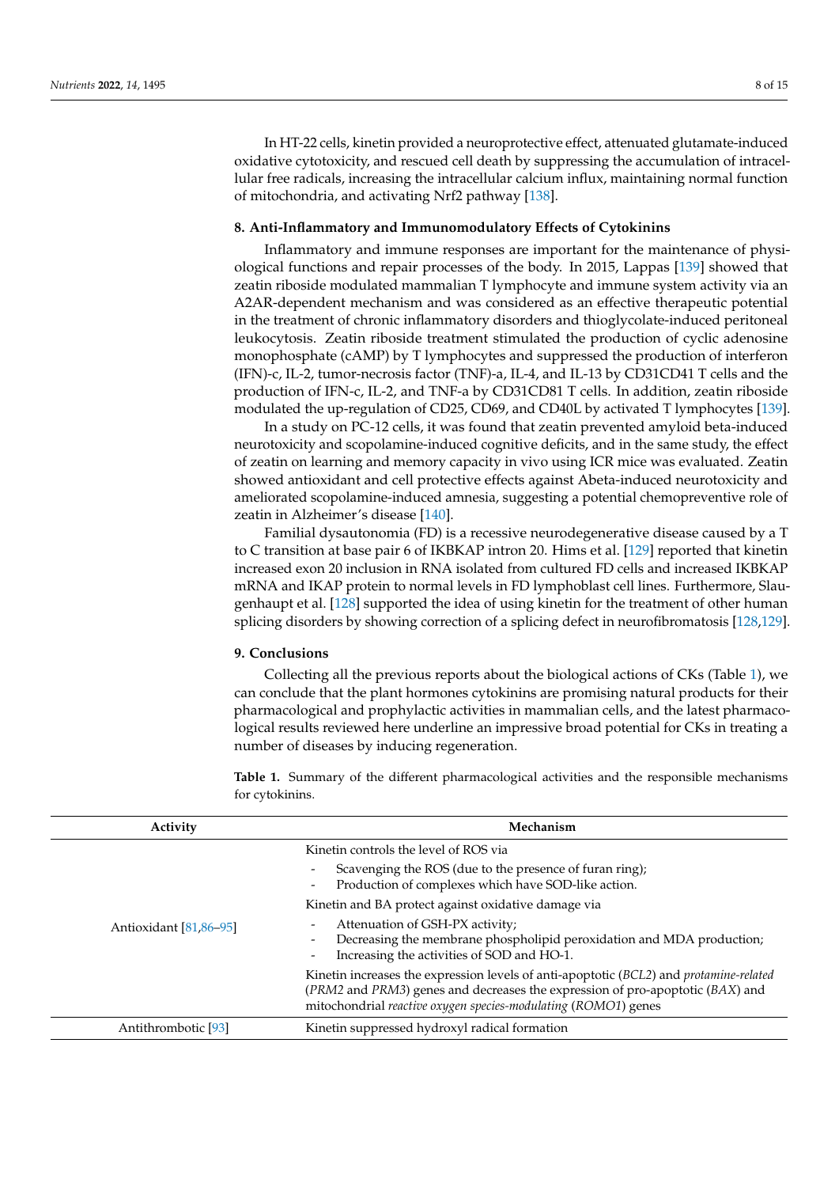In HT-22 cells, kinetin provided a neuroprotective effect, attenuated glutamate-induced oxidative cytotoxicity, and rescued cell death by suppressing the accumulation of intracellular free radicals, increasing the intracellular calcium influx, maintaining normal function of mitochondria, and activating Nrf2 pathway [138].

## 8. Anti-Inflammatory and Immunomodulatory Effects of Cytokinins

Inflammatory and immune responses are important for the maintenance of physiological functions and repair processes of the body. In 2015, Lappas [139] showed that zeatin riboside modulated mammalian T lymphocyte and immune system activity via an A2AR-dependent mechanism and was considered as an effective therapeutic potential in the treatment of chronic inflammatory disorders and thioglycolate-induced peritoneal leukocytosis. Zeatin riboside treatment stimulated the production of cyclic adenosine monophosphate (cAMP) by T lymphocytes and suppressed the production of interferon (IFN)-c, IL-2, tumor-necrosis factor (TNF)-a, IL-4, and IL-13 by CD31CD41 T cells and the production of IFN-c, IL-2, and TNF-a by CD31CD81 T cells. In addition, zeatin riboside modulated the up-regulation of CD25, CD69, and CD40L by activated T lymphocytes [139].

In a study on PC-12 cells, it was found that zeatin prevented amyloid beta-induced neurotoxicity and scopolamine-induced cognitive deficits, and in the same study, the effect of zeatin on learning and memory capacity in vivo using ICR mice was evaluated. Zeatin showed antioxidant and cell protective effects against Abeta-induced neurotoxicity and ameliorated scopolamine-induced amnesia, suggesting a potential chemopreventive role of zeatin in Alzheimer's disease [140].

Familial dysautonomia (FD) is a recessive neurodegenerative disease caused by a T to C transition at base pair 6 of IKBKAP intron 20. Hims et al. [129] reported that kinetin increased exon 20 inclusion in RNA isolated from cultured FD cells and increased IKBKAP mRNA and IKAP protein to normal levels in FD lymphoblast cell lines. Furthermore, Slaugenhaupt et al. [128] supported the idea of using kinetin for the treatment of other human splicing disorders by showing correction of a splicing defect in neurofibromatosis [128,129].

## 9. Conclusions

Collecting all the previous reports about the biological actions of CKs (Table 1), we can conclude that the plant hormones cytokinins are promising natural products for their pharmacological and prophylactic activities in mammalian cells, and the latest pharmacological results reviewed here underline an impressive broad potential for CKs in treating a number of diseases by inducing regeneration.

**Table 1.** Summary of the different pharmacological activities and the responsible mechanisms for cytokinins.

| Activity | Mechanism |
|---|---|
| Antioxidant [81,86–95] | Kinetin controls the level of ROS via<br>- Scavenging the ROS (due to the presence of furan ring);<br>- Production of complexes which have SOD-like action.<br>Kinetin and BA protect against oxidative damage via<br>- Attenuation of GSH-PX activity;<br>- Decreasing the membrane phospholipid peroxidation and MDA production;<br>- Increasing the activities of SOD and HO-1.<br>Kinetin increases the expression levels of anti-apoptotic (*BCL2*) and *protamine-related* (*PRM2* and *PRM3*) genes and decreases the expression of pro-apoptotic (*BAX*) and mitochondrial *reactive oxygen species-modulating* (*ROMO1*) genes |
| Antithrombotic [93] | Kinetin suppressed hydroxyl radical formation |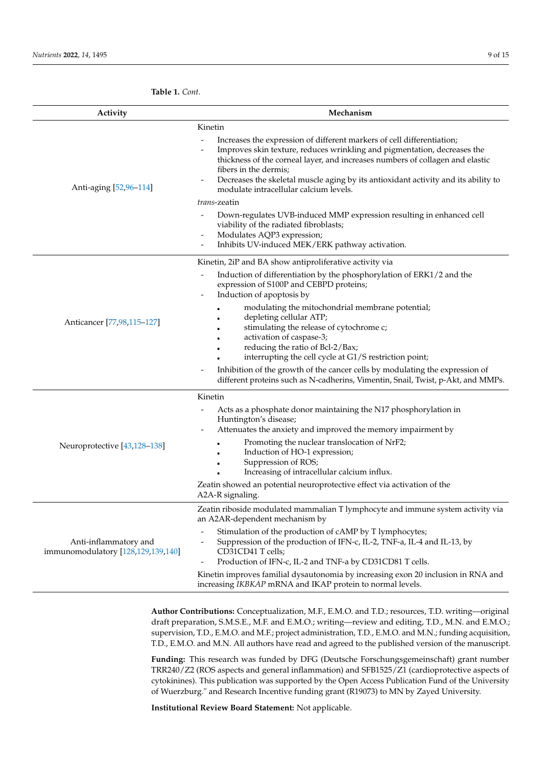**Table 1.** *Cont.*

| Activity | Mechanism |
|---|---|
| Anti-aging [52,96–114] | Kinetin<br>- Increases the expression of different markers of cell differentiation;<br>- Improves skin texture, reduces wrinkling and pigmentation, decreases the thickness of the corneal layer, and increases numbers of collagen and elastic fibers in the dermis;<br>- Decreases the skeletal muscle aging by its antioxidant activity and its ability to modulate intracellular calcium levels.<br>*trans*-zeatin<br>- Down-regulates UVB-induced MMP expression resulting in enhanced cell viability of the radiated fibroblasts;<br>- Modulates AQP3 expression;<br>- Inhibits UV-induced MEK/ERK pathway activation. |
| Anticancer [77,98,115–127] | Kinetin, 2iP and BA show antiproliferative activity via<br>- Induction of differentiation by the phosphorylation of ERK1/2 and the expression of S100P and CEBPD proteins;<br>- Induction of apoptosis by<br>▪ modulating the mitochondrial membrane potential;<br>▪ depleting cellular ATP;<br>▪ stimulating the release of cytochrome c;<br>▪ activation of caspase-3;<br>▪ reducing the ratio of Bcl-2/Bax;<br>▪ interrupting the cell cycle at G1/S restriction point;<br>- Inhibition of the growth of the cancer cells by modulating the expression of different proteins such as N-cadherins, Vimentin, Snail, Twist, p-Akt, and MMPs. |
| Neuroprotective [43,128–138] | Kinetin<br>- Acts as a phosphate donor maintaining the N17 phosphorylation in Huntington's disease;<br>- Attenuates the anxiety and improved the memory impairment by<br>▪ Promoting the nuclear translocation of NrF2;<br>▪ Induction of HO-1 expression;<br>▪ Suppression of ROS;<br>▪ Increasing of intracellular calcium influx.<br>Zeatin showed an potential neuroprotective effect via activation of the A2A-R signaling. |
| Anti-inflammatory and immunomodulatory [128,129,139,140] | Zeatin riboside modulated mammalian T lymphocyte and immune system activity via an A2AR-dependent mechanism by<br>- Stimulation of the production of cAMP by T lymphocytes;<br>- Suppression of the production of IFN-c, IL-2, TNF-a, IL-4 and IL-13, by CD31CD41 T cells;<br>- Production of IFN-c, IL-2 and TNF-a by CD31CD81 T cells.<br>Kinetin improves familial dysautonomia by increasing exon 20 inclusion in RNA and increasing *IKBKAP* mRNA and IKAP protein to normal levels. |

**Author Contributions:** Conceptualization, M.F., E.M.O. and T.D.; resources, T.D. writing—original draft preparation, S.M.S.E., M.F. and E.M.O.; writing—review and editing, T.D., M.N. and E.M.O.; supervision, T.D., E.M.O. and M.F.; project administration, T.D., E.M.O. and M.N.; funding acquisition, T.D., E.M.O. and M.N. All authors have read and agreed to the published version of the manuscript.

**Funding:** This research was funded by DFG (Deutsche Forschungsgemeinschaft) grant number TRR240/Z2 (ROS aspects and general inflammation) and SFB1525/Z1 (cardioprotective aspects of cytokinines). This publication was supported by the Open Access Publication Fund of the University of Wuerzburg." and Research Incentive funding grant (R19073) to MN by Zayed University.

**Institutional Review Board Statement:** Not applicable.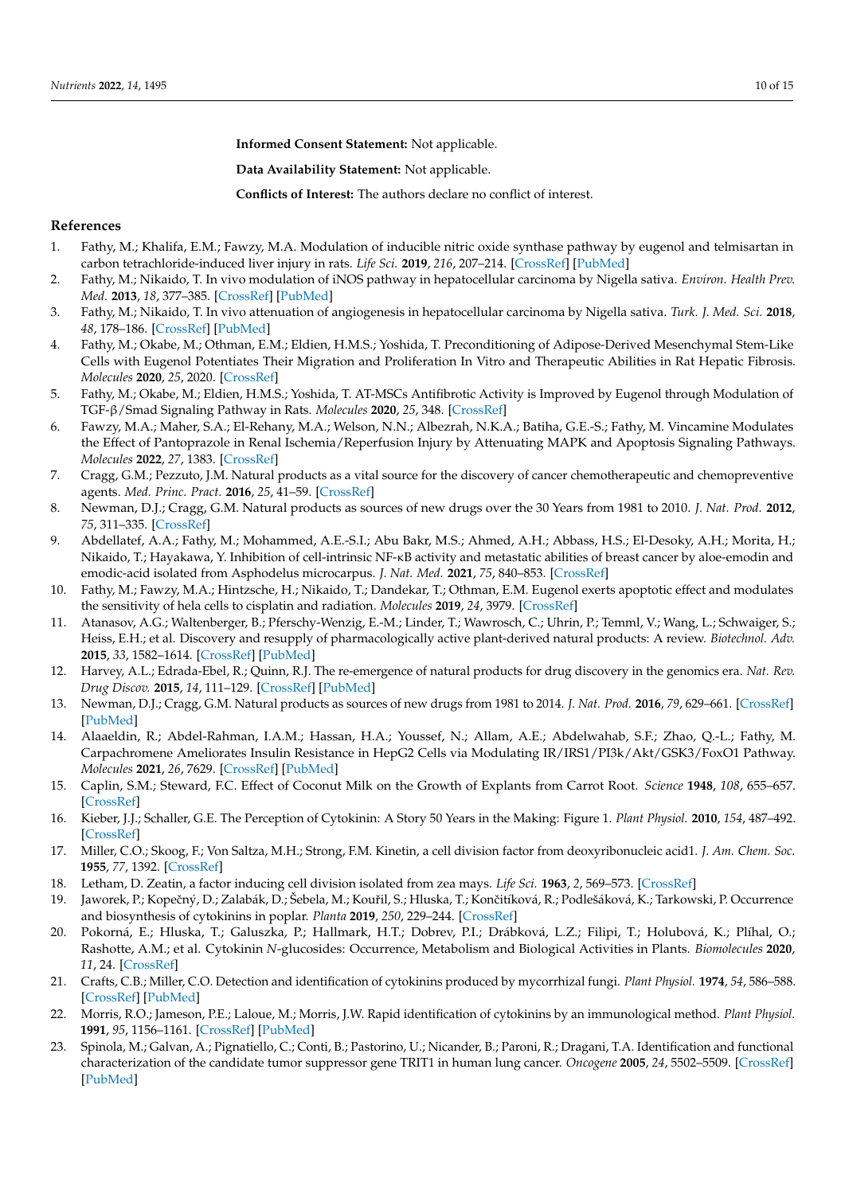**Informed Consent Statement:** Not applicable.

**Data Availability Statement:** Not applicable.

**Conflicts of Interest:** The authors declare no conflict of interest.

## References

1. Fathy, M.; Khalifa, E.M.; Fawzy, M.A. Modulation of inducible nitric oxide synthase pathway by eugenol and telmisartan in carbon tetrachloride-induced liver injury in rats. *Life Sci.* **2019**, *216*, 207–214. [CrossRef] [PubMed]
2. Fathy, M.; Nikaido, T. In vivo modulation of iNOS pathway in hepatocellular carcinoma by Nigella sativa. *Environ. Health Prev. Med.* **2013**, *18*, 377–385. [CrossRef] [PubMed]
3. Fathy, M.; Nikaido, T. In vivo attenuation of angiogenesis in hepatocellular carcinoma by Nigella sativa. *Turk. J. Med. Sci.* **2018**, *48*, 178–186. [CrossRef] [PubMed]
4. Fathy, M.; Okabe, M.; Othman, E.M.; Eldien, H.M.S.; Yoshida, T. Preconditioning of Adipose-Derived Mesenchymal Stem-Like Cells with Eugenol Potentiates Their Migration and Proliferation In Vitro and Therapeutic Abilities in Rat Hepatic Fibrosis. *Molecules* **2020**, *25*, 2020. [CrossRef]
5. Fathy, M.; Okabe, M.; Eldien, H.M.S.; Yoshida, T. AT-MSCs Antifibrotic Activity is Improved by Eugenol through Modulation of TGF-β/Smad Signaling Pathway in Rats. *Molecules* **2020**, *25*, 348. [CrossRef]
6. Fawzy, M.A.; Maher, S.A.; El-Rehany, M.A.; Welson, N.N.; Albezrah, N.K.A.; Batiha, G.E.-S.; Fathy, M. Vincamine Modulates the Effect of Pantoprazole in Renal Ischemia/Reperfusion Injury by Attenuating MAPK and Apoptosis Signaling Pathways. *Molecules* **2022**, *27*, 1383. [CrossRef]
7. Cragg, G.M.; Pezzuto, J.M. Natural products as a vital source for the discovery of cancer chemotherapeutic and chemopreventive agents. *Med. Princ. Pract.* **2016**, *25*, 41–59. [CrossRef]
8. Newman, D.J.; Cragg, G.M. Natural products as sources of new drugs over the 30 Years from 1981 to 2010. *J. Nat. Prod.* **2012**, *75*, 311–335. [CrossRef]
9. Abdellatef, A.A.; Fathy, M.; Mohammed, A.E.-S.I.; Abu Bakr, M.S.; Ahmed, A.H.; Abbass, H.S.; El-Desoky, A.H.; Morita, H.; Nikaido, T.; Hayakawa, Y. Inhibition of cell-intrinsic NF-κB activity and metastatic abilities of breast cancer by aloe-emodin and emodic-acid isolated from Asphodelus microcarpus. *J. Nat. Med.* **2021**, *75*, 840–853. [CrossRef]
10. Fathy, M.; Fawzy, M.A.; Hintzsche, H.; Nikaido, T.; Dandekar, T.; Othman, E.M. Eugenol exerts apoptotic effect and modulates the sensitivity of hela cells to cisplatin and radiation. *Molecules* **2019**, *24*, 3979. [CrossRef]
11. Atanasov, A.G.; Waltenberger, B.; Pferschy-Wenzig, E.-M.; Linder, T.; Wawrosch, C.; Uhrin, P.; Temml, V.; Wang, L.; Schwaiger, S.; Heiss, E.H.; et al. Discovery and resupply of pharmacologically active plant-derived natural products: A review. *Biotechnol. Adv.* **2015**, *33*, 1582–1614. [CrossRef] [PubMed]
12. Harvey, A.L.; Edrada-Ebel, R.; Quinn, R.J. The re-emergence of natural products for drug discovery in the genomics era. *Nat. Rev. Drug Discov.* **2015**, *14*, 111–129. [CrossRef] [PubMed]
13. Newman, D.J.; Cragg, G.M. Natural products as sources of new drugs from 1981 to 2014. *J. Nat. Prod.* **2016**, *79*, 629–661. [CrossRef] [PubMed]
14. Alaaeldin, R.; Abdel-Rahman, I.A.M.; Hassan, H.A.; Youssef, N.; Allam, A.E.; Abdelwahab, S.F.; Zhao, Q.-L.; Fathy, M. Carpachromene Ameliorates Insulin Resistance in HepG2 Cells via Modulating IR/IRS1/PI3k/Akt/GSK3/FoxO1 Pathway. *Molecules* **2021**, *26*, 7629. [CrossRef] [PubMed]
15. Caplin, S.M.; Steward, F.C. Effect of Coconut Milk on the Growth of Explants from Carrot Root. *Science* **1948**, *108*, 655–657. [CrossRef]
16. Kieber, J.J.; Schaller, G.E. The Perception of Cytokinin: A Story 50 Years in the Making: Figure 1. *Plant Physiol.* **2010**, *154*, 487–492. [CrossRef]
17. Miller, C.O.; Skoog, F.; Von Saltza, M.H.; Strong, F.M. Kinetin, a cell division factor from deoxyribonucleic acid1. *J. Am. Chem. Soc.* **1955**, *77*, 1392. [CrossRef]
18. Letham, D. Zeatin, a factor inducing cell division isolated from zea mays. *Life Sci.* **1963**, *2*, 569–573. [CrossRef]
19. Jaworek, P.; Kopečný, D.; Zalabák, D.; Šebela, M.; Kouřil, S.; Hluska, T.; Končitíková, R.; Podlešáková, K.; Tarkowski, P. Occurrence and biosynthesis of cytokinins in poplar. *Planta* **2019**, *250*, 229–244. [CrossRef]
20. Pokorná, E.; Hluska, T.; Galuszka, P.; Hallmark, H.T.; Dobrev, P.I.; Drábková, L.Z.; Filipi, T.; Holubová, K.; Plíhal, O.; Rashotte, A.M.; et al. Cytokinin *N*-glucosides: Occurrence, Metabolism and Biological Activities in Plants. *Biomolecules* **2020**, *11*, 24. [CrossRef]
21. Crafts, C.B.; Miller, C.O. Detection and identification of cytokinins produced by mycorrhizal fungi. *Plant Physiol.* **1974**, *54*, 586–588. [CrossRef] [PubMed]
22. Morris, R.O.; Jameson, P.E.; Laloue, M.; Morris, J.W. Rapid identification of cytokinins by an immunological method. *Plant Physiol.* **1991**, *95*, 1156–1161. [CrossRef] [PubMed]
23. Spinola, M.; Galvan, A.; Pignatiello, C.; Conti, B.; Pastorino, U.; Nicander, B.; Paroni, R.; Dragani, T.A. Identification and functional characterization of the candidate tumor suppressor gene TRIT1 in human lung cancer. *Oncogene* **2005**, *24*, 5502–5509. [CrossRef] [PubMed]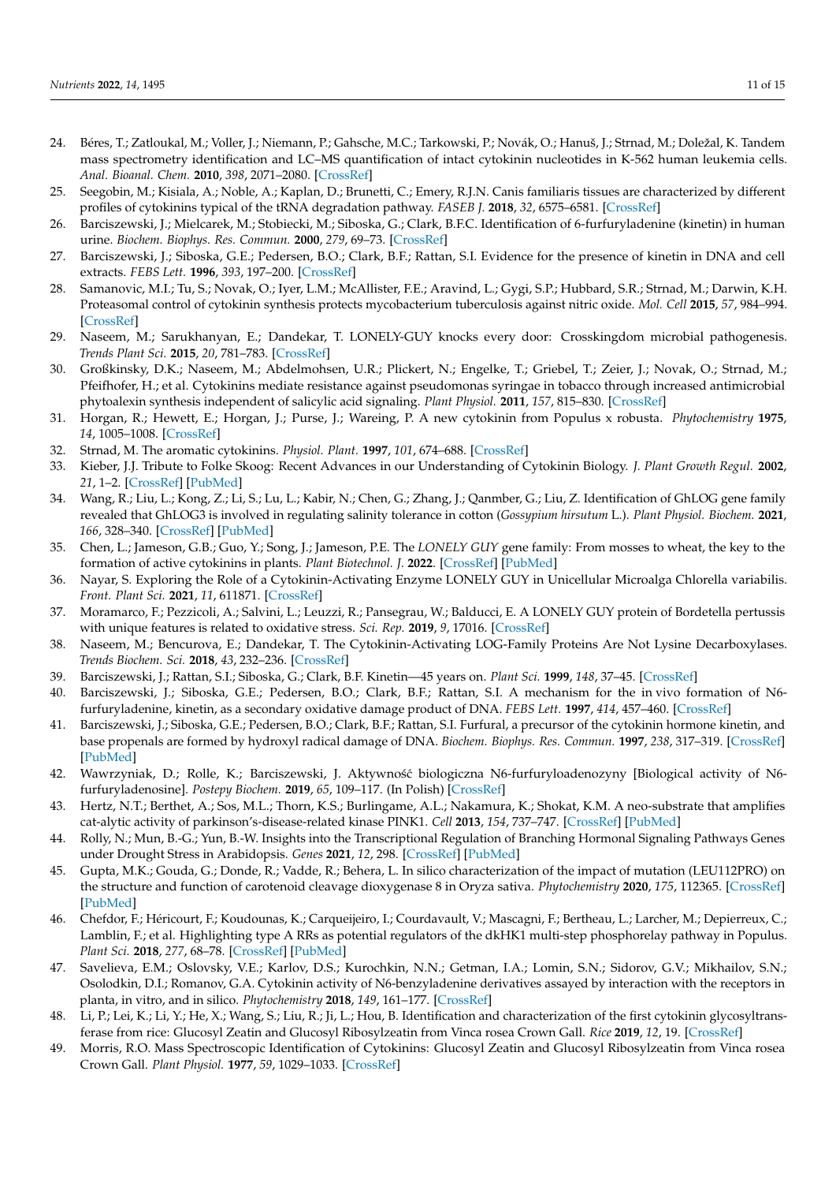24. Béres, T.; Zatloukal, M.; Voller, J.; Niemann, P.; Gahsche, M.C.; Tarkowski, P.; Novák, O.; Hanuš, J.; Strnad, M.; Doležal, K. Tandem mass spectrometry identification and LC–MS quantification of intact cytokinin nucleotides in K-562 human leukemia cells. *Anal. Bioanal. Chem.* **2010**, *398*, 2071–2080. [CrossRef]
25. Seegobin, M.; Kisiala, A.; Noble, A.; Kaplan, D.; Brunetti, C.; Emery, R.J.N. Canis familiaris tissues are characterized by different profiles of cytokinins typical of the tRNA degradation pathway. *FASEB J.* **2018**, *32*, 6575–6581. [CrossRef]
26. Barciszewski, J.; Mielcarek, M.; Stobiecki, M.; Siboska, G.; Clark, B.F.C. Identification of 6-furfuryladenine (kinetin) in human urine. *Biochem. Biophys. Res. Commun.* **2000**, *279*, 69–73. [CrossRef]
27. Barciszewski, J.; Siboska, G.E.; Pedersen, B.O.; Clark, B.F.; Rattan, S.I. Evidence for the presence of kinetin in DNA and cell extracts. *FEBS Lett.* **1996**, *393*, 197–200. [CrossRef]
28. Samanovic, M.I.; Tu, S.; Novak, O.; Iyer, L.M.; McAllister, F.E.; Aravind, L.; Gygi, S.P.; Hubbard, S.R.; Strnad, M.; Darwin, K.H. Proteasomal control of cytokinin synthesis protects mycobacterium tuberculosis against nitric oxide. *Mol. Cell* **2015**, *57*, 984–994. [CrossRef]
29. Naseem, M.; Sarukhanyan, E.; Dandekar, T. LONELY-GUY knocks every door: Crosskingdom microbial pathogenesis. *Trends Plant Sci.* **2015**, *20*, 781–783. [CrossRef]
30. Großkinsky, D.K.; Naseem, M.; Abdelmohsen, U.R.; Plickert, N.; Engelke, T.; Griebel, T.; Zeier, J.; Novak, O.; Strnad, M.; Pfeifhofer, H.; et al. Cytokinins mediate resistance against pseudomonas syringae in tobacco through increased antimicrobial phytoalexin synthesis independent of salicylic acid signaling. *Plant Physiol.* **2011**, *157*, 815–830. [CrossRef]
31. Horgan, R.; Hewett, E.; Horgan, J.; Purse, J.; Wareing, P. A new cytokinin from Populus x robusta. *Phytochemistry* **1975**, *14*, 1005–1008. [CrossRef]
32. Strnad, M. The aromatic cytokinins. *Physiol. Plant.* **1997**, *101*, 674–688. [CrossRef]
33. Kieber, J.J. Tribute to Folke Skoog: Recent Advances in our Understanding of Cytokinin Biology. *J. Plant Growth Regul.* **2002**, *21*, 1–2. [CrossRef] [PubMed]
34. Wang, R.; Liu, L.; Kong, Z.; Li, S.; Lu, L.; Kabir, N.; Chen, G.; Zhang, J.; Qanmber, G.; Liu, Z. Identification of GhLOG gene family revealed that GhLOG3 is involved in regulating salinity tolerance in cotton (*Gossypium hirsutum* L.). *Plant Physiol. Biochem.* **2021**, *166*, 328–340. [CrossRef] [PubMed]
35. Chen, L.; Jameson, G.B.; Guo, Y.; Song, J.; Jameson, P.E. The *LONELY GUY* gene family: From mosses to wheat, the key to the formation of active cytokinins in plants. *Plant Biotechnol. J.* **2022**. [CrossRef] [PubMed]
36. Nayar, S. Exploring the Role of a Cytokinin-Activating Enzyme LONELY GUY in Unicellular Microalga Chlorella variabilis. *Front. Plant Sci.* **2021**, *11*, 611871. [CrossRef]
37. Moramarco, F.; Pezzicoli, A.; Salvini, L.; Leuzzi, R.; Pansegrau, W.; Balducci, E. A LONELY GUY protein of Bordetella pertussis with unique features is related to oxidative stress. *Sci. Rep.* **2019**, *9*, 17016. [CrossRef]
38. Naseem, M.; Bencurova, E.; Dandekar, T. The Cytokinin-Activating LOG-Family Proteins Are Not Lysine Decarboxylases. *Trends Biochem. Sci.* **2018**, *43*, 232–236. [CrossRef]
39. Barciszewski, J.; Rattan, S.I.; Siboska, G.; Clark, B.F. Kinetin—45 years on. *Plant Sci.* **1999**, *148*, 37–45. [CrossRef]
40. Barciszewski, J.; Siboska, G.E.; Pedersen, B.O.; Clark, B.F.; Rattan, S.I. A mechanism for the in vivo formation of N6-furfuryladenine, kinetin, as a secondary oxidative damage product of DNA. *FEBS Lett.* **1997**, *414*, 457–460. [CrossRef]
41. Barciszewski, J.; Siboska, G.E.; Pedersen, B.O.; Clark, B.F.; Rattan, S.I. Furfural, a precursor of the cytokinin hormone kinetin, and base propenals are formed by hydroxyl radical damage of DNA. *Biochem. Biophys. Res. Commun.* **1997**, *238*, 317–319. [CrossRef] [PubMed]
42. Wawrzyniak, D.; Rolle, K.; Barciszewski, J. Aktywność biologiczna N6-furfuryloadenozyny [Biological activity of N6-furfuryladenosine]. *Postepy Biochem.* **2019**, *65*, 109–117. (In Polish) [CrossRef]
43. Hertz, N.T.; Berthet, A.; Sos, M.L.; Thorn, K.S.; Burlingame, A.L.; Nakamura, K.; Shokat, K.M. A neo-substrate that amplifies cat-alytic activity of parkinson's-disease-related kinase PINK1. *Cell* **2013**, *154*, 737–747. [CrossRef] [PubMed]
44. Rolly, N.; Mun, B.-G.; Yun, B.-W. Insights into the Transcriptional Regulation of Branching Hormonal Signaling Pathways Genes under Drought Stress in Arabidopsis. *Genes* **2021**, *12*, 298. [CrossRef] [PubMed]
45. Gupta, M.K.; Gouda, G.; Donde, R.; Vadde, R.; Behera, L. In silico characterization of the impact of mutation (LEU112PRO) on the structure and function of carotenoid cleavage dioxygenase 8 in Oryza sativa. *Phytochemistry* **2020**, *175*, 112365. [CrossRef] [PubMed]
46. Chefdor, F.; Héricourt, F.; Koudounas, K.; Carqueijeiro, I.; Courdavault, V.; Mascagni, F.; Bertheau, L.; Larcher, M.; Depierreux, C.; Lamblin, F.; et al. Highlighting type A RRs as potential regulators of the dkHK1 multi-step phosphorelay pathway in Populus. *Plant Sci.* **2018**, *277*, 68–78. [CrossRef] [PubMed]
47. Savelieva, E.M.; Oslovsky, V.E.; Karlov, D.S.; Kurochkin, N.N.; Getman, I.A.; Lomin, S.N.; Sidorov, G.V.; Mikhailov, S.N.; Osolodkin, D.I.; Romanov, G.A. Cytokinin activity of N6-benzyladenine derivatives assayed by interaction with the receptors in planta, in vitro, and in silico. *Phytochemistry* **2018**, *149*, 161–177. [CrossRef]
48. Li, P.; Lei, K.; Li, Y.; He, X.; Wang, S.; Liu, R.; Ji, L.; Hou, B. Identification and characterization of the first cytokinin glycosyltransferase from rice: Glucosyl Zeatin and Glucosyl Ribosylzeatin from Vinca rosea Crown Gall. *Rice* **2019**, *12*, 19. [CrossRef]
49. Morris, R.O. Mass Spectroscopic Identification of Cytokinins: Glucosyl Zeatin and Glucosyl Ribosylzeatin from Vinca rosea Crown Gall. *Plant Physiol.* **1977**, *59*, 1029–1033. [CrossRef]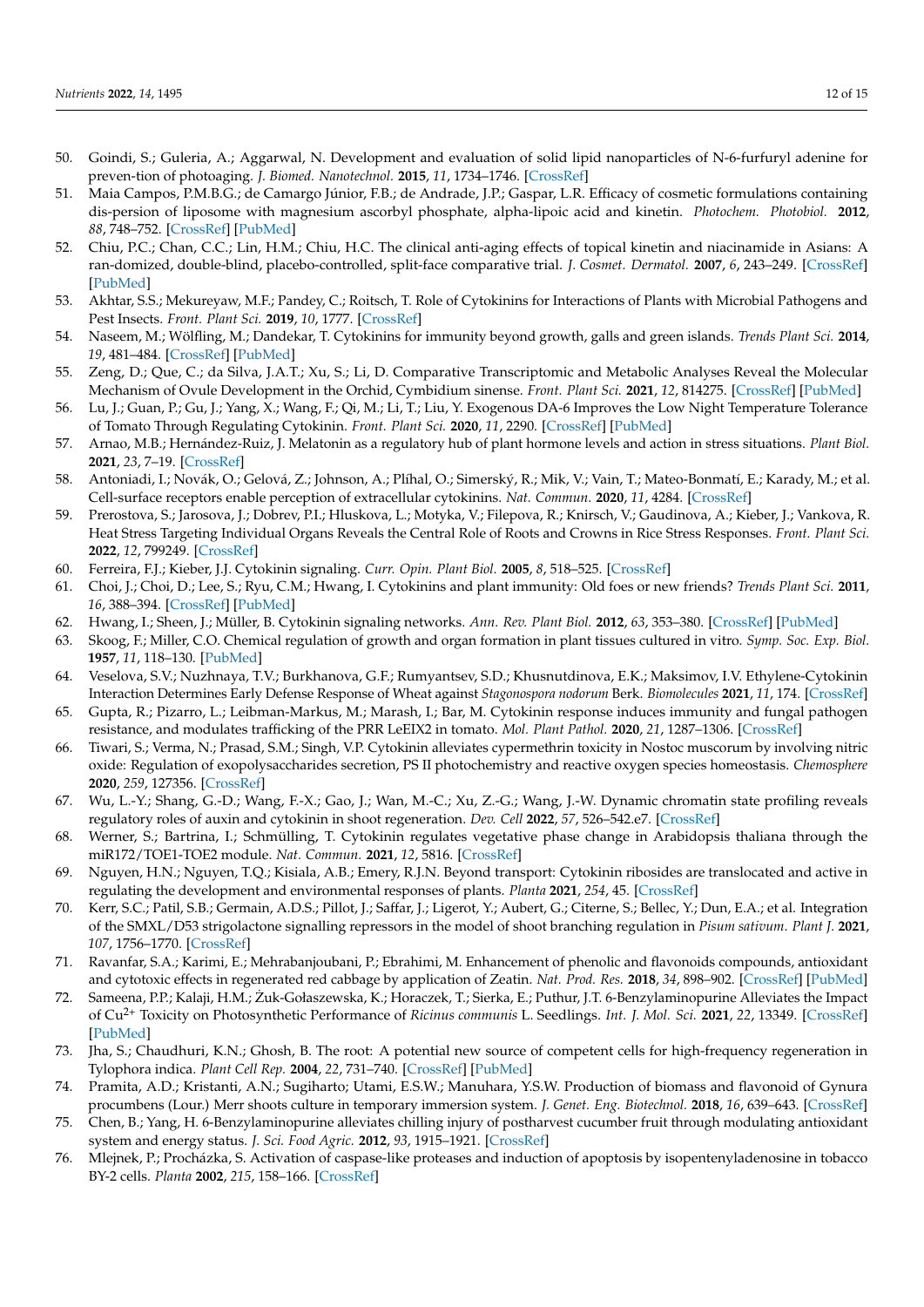50. Goindi, S.; Guleria, A.; Aggarwal, N. Development and evaluation of solid lipid nanoparticles of N-6-furfuryl adenine for preven-tion of photoaging. *J. Biomed. Nanotechnol.* **2015**, *11*, 1734–1746. [CrossRef]
51. Maia Campos, P.M.B.G.; de Camargo Júnior, F.B.; de Andrade, J.P.; Gaspar, L.R. Efficacy of cosmetic formulations containing dis-persion of liposome with magnesium ascorbyl phosphate, alpha-lipoic acid and kinetin. *Photochem. Photobiol.* **2012**, *88*, 748–752. [CrossRef] [PubMed]
52. Chiu, P.C.; Chan, C.C.; Lin, H.M.; Chiu, H.C. The clinical anti-aging effects of topical kinetin and niacinamide in Asians: A ran-domized, double-blind, placebo-controlled, split-face comparative trial. *J. Cosmet. Dermatol.* **2007**, *6*, 243–249. [CrossRef] [PubMed]
53. Akhtar, S.S.; Mekureyaw, M.F.; Pandey, C.; Roitsch, T. Role of Cytokinins for Interactions of Plants with Microbial Pathogens and Pest Insects. *Front. Plant Sci.* **2019**, *10*, 1777. [CrossRef]
54. Naseem, M.; Wölfling, M.; Dandekar, T. Cytokinins for immunity beyond growth, galls and green islands. *Trends Plant Sci.* **2014**, *19*, 481–484. [CrossRef] [PubMed]
55. Zeng, D.; Que, C.; da Silva, J.A.T.; Xu, S.; Li, D. Comparative Transcriptomic and Metabolic Analyses Reveal the Molecular Mechanism of Ovule Development in the Orchid, Cymbidium sinense. *Front. Plant Sci.* **2021**, *12*, 814275. [CrossRef] [PubMed]
56. Lu, J.; Guan, P.; Gu, J.; Yang, X.; Wang, F.; Qi, M.; Li, T.; Liu, Y. Exogenous DA-6 Improves the Low Night Temperature Tolerance of Tomato Through Regulating Cytokinin. *Front. Plant Sci.* **2020**, *11*, 2290. [CrossRef] [PubMed]
57. Arnao, M.B.; Hernández-Ruiz, J. Melatonin as a regulatory hub of plant hormone levels and action in stress situations. *Plant Biol.* **2021**, *23*, 7–19. [CrossRef]
58. Antoniadi, I.; Novák, O.; Gelová, Z.; Johnson, A.; Plíhal, O.; Simerský, R.; Mik, V.; Vain, T.; Mateo-Bonmatí, E.; Karady, M.; et al. Cell-surface receptors enable perception of extracellular cytokinins. *Nat. Commun.* **2020**, *11*, 4284. [CrossRef]
59. Prerostova, S.; Jarosova, J.; Dobrev, P.I.; Hluskova, L.; Motyka, V.; Filepova, R.; Knirsch, V.; Gaudinova, A.; Kieber, J.; Vankova, R. Heat Stress Targeting Individual Organs Reveals the Central Role of Roots and Crowns in Rice Stress Responses. *Front. Plant Sci.* **2022**, *12*, 799249. [CrossRef]
60. Ferreira, F.J.; Kieber, J.J. Cytokinin signaling. *Curr. Opin. Plant Biol.* **2005**, *8*, 518–525. [CrossRef]
61. Choi, J.; Choi, D.; Lee, S.; Ryu, C.M.; Hwang, I. Cytokinins and plant immunity: Old foes or new friends? *Trends Plant Sci.* **2011**, *16*, 388–394. [CrossRef] [PubMed]
62. Hwang, I.; Sheen, J.; Müller, B. Cytokinin signaling networks. *Ann. Rev. Plant Biol.* **2012**, *63*, 353–380. [CrossRef] [PubMed]
63. Skoog, F.; Miller, C.O. Chemical regulation of growth and organ formation in plant tissues cultured in vitro. *Symp. Soc. Exp. Biol.* **1957**, *11*, 118–130. [PubMed]
64. Veselova, S.V.; Nuzhnaya, T.V.; Burkhanova, G.F.; Rumyantsev, S.D.; Khusnutdinova, E.K.; Maksimov, I.V. Ethylene-Cytokinin Interaction Determines Early Defense Response of Wheat against *Stagonospora nodorum* Berk. *Biomolecules* **2021**, *11*, 174. [CrossRef]
65. Gupta, R.; Pizarro, L.; Leibman-Markus, M.; Marash, I.; Bar, M. Cytokinin response induces immunity and fungal pathogen resistance, and modulates trafficking of the PRR LeEIX2 in tomato. *Mol. Plant Pathol.* **2020**, *21*, 1287–1306. [CrossRef]
66. Tiwari, S.; Verma, N.; Prasad, S.M.; Singh, V.P. Cytokinin alleviates cypermethrin toxicity in Nostoc muscorum by involving nitric oxide: Regulation of exopolysaccharides secretion, PS II photochemistry and reactive oxygen species homeostasis. *Chemosphere* **2020**, *259*, 127356. [CrossRef]
67. Wu, L.-Y.; Shang, G.-D.; Wang, F.-X.; Gao, J.; Wan, M.-C.; Xu, Z.-G.; Wang, J.-W. Dynamic chromatin state profiling reveals regulatory roles of auxin and cytokinin in shoot regeneration. *Dev. Cell* **2022**, *57*, 526–542.e7. [CrossRef]
68. Werner, S.; Bartrina, I.; Schmülling, T. Cytokinin regulates vegetative phase change in Arabidopsis thaliana through the miR172/TOE1-TOE2 module. *Nat. Commun.* **2021**, *12*, 5816. [CrossRef]
69. Nguyen, H.N.; Nguyen, T.Q.; Kisiala, A.B.; Emery, R.J.N. Beyond transport: Cytokinin ribosides are translocated and active in regulating the development and environmental responses of plants. *Planta* **2021**, *254*, 45. [CrossRef]
70. Kerr, S.C.; Patil, S.B.; Germain, A.D.S.; Pillot, J.; Saffar, J.; Ligerot, Y.; Aubert, G.; Citerne, S.; Bellec, Y.; Dun, E.A.; et al. Integration of the SMXL/D53 strigolactone signalling repressors in the model of shoot branching regulation in *Pisum sativum*. *Plant J.* **2021**, *107*, 1756–1770. [CrossRef]
71. Ravanfar, S.A.; Karimi, E.; Mehrabanjoubani, P.; Ebrahimi, M. Enhancement of phenolic and flavonoids compounds, antioxidant and cytotoxic effects in regenerated red cabbage by application of Zeatin. *Nat. Prod. Res.* **2018**, *34*, 898–902. [CrossRef] [PubMed]
72. Sameena, P.P.; Kalaji, H.M.; Żuk-Gołaszewska, K.; Horaczek, T.; Sierka, E.; Puthur, J.T. 6-Benzylaminopurine Alleviates the Impact of $Cu^{2+}$ Toxicity on Photosynthetic Performance of *Ricinus communis* L. Seedlings. *Int. J. Mol. Sci.* **2021**, *22*, 13349. [CrossRef] [PubMed]
73. Jha, S.; Chaudhuri, K.N.; Ghosh, B. The root: A potential new source of competent cells for high-frequency regeneration in Tylophora indica. *Plant Cell Rep.* **2004**, *22*, 731–740. [CrossRef] [PubMed]
74. Pramita, A.D.; Kristanti, A.N.; Sugiharto; Utami, E.S.W.; Manuhara, Y.S.W. Production of biomass and flavonoid of Gynura procumbens (Lour.) Merr shoots culture in temporary immersion system. *J. Genet. Eng. Biotechnol.* **2018**, *16*, 639–643. [CrossRef]
75. Chen, B.; Yang, H. 6-Benzylaminopurine alleviates chilling injury of postharvest cucumber fruit through modulating antioxidant system and energy status. *J. Sci. Food Agric.* **2012**, *93*, 1915–1921. [CrossRef]
76. Mlejnek, P.; Procházka, S. Activation of caspase-like proteases and induction of apoptosis by isopentenyladenosine in tobacco BY-2 cells. *Planta* **2002**, *215*, 158–166. [CrossRef]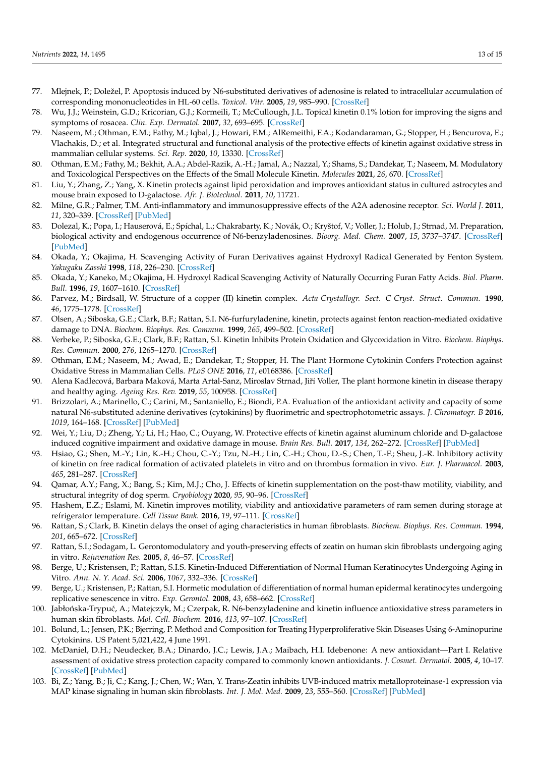77. Mlejnek, P.; Doležel, P. Apoptosis induced by N6-substituted derivatives of adenosine is related to intracellular accumulation of corresponding mononucleotides in HL-60 cells. *Toxicol. Vitr.* **2005**, *19*, 985–990. [CrossRef]
78. Wu, J.J.; Weinstein, G.D.; Kricorian, G.J.; Kormeili, T.; McCullough, J.L. Topical kinetin 0.1% lotion for improving the signs and symptoms of rosacea. *Clin. Exp. Dermatol.* **2007**, *32*, 693–695. [CrossRef]
79. Naseem, M.; Othman, E.M.; Fathy, M.; Iqbal, J.; Howari, F.M.; AlRemeithi, F.A.; Kodandaraman, G.; Stopper, H.; Bencurova, E.; Vlachakis, D.; et al. Integrated structural and functional analysis of the protective effects of kinetin against oxidative stress in mammalian cellular systems. *Sci. Rep.* **2020**, *10*, 13330. [CrossRef]
80. Othman, E.M.; Fathy, M.; Bekhit, A.A.; Abdel-Razik, A.-H.; Jamal, A.; Nazzal, Y.; Shams, S.; Dandekar, T.; Naseem, M. Modulatory and Toxicological Perspectives on the Effects of the Small Molecule Kinetin. *Molecules* **2021**, *26*, 670. [CrossRef]
81. Liu, Y.; Zhang, Z.; Yang, X. Kinetin protects against lipid peroxidation and improves antioxidant status in cultured astrocytes and mouse brain exposed to D-galactose. *Afr. J. Biotechnol.* **2011**, *10*, 11721.
82. Milne, G.R.; Palmer, T.M. Anti-inflammatory and immunosuppressive effects of the A2A adenosine receptor. *Sci. World J.* **2011**, *11*, 320–339. [CrossRef] [PubMed]
83. Dolezal, K.; Popa, I.; Hauserová, E.; Spíchal, L.; Chakrabarty, K.; Novák, O.; Kryštof, V.; Voller, J.; Holub, J.; Strnad, M. Preparation, biological activity and endogenous occurrence of N6-benzyladenosines. *Bioorg. Med. Chem.* **2007**, *15*, 3737–3747. [CrossRef] [PubMed]
84. Okada, Y.; Okajima, H. Scavenging Activity of Furan Derivatives against Hydroxyl Radical Generated by Fenton System. *Yakugaku Zasshi* **1998**, *118*, 226–230. [CrossRef]
85. Okada, Y.; Kaneko, M.; Okajima, H. Hydroxyl Radical Scavenging Activity of Naturally Occurring Furan Fatty Acids. *Biol. Pharm. Bull.* **1996**, *19*, 1607–1610. [CrossRef]
86. Parvez, M.; Birdsall, W. Structure of a copper (II) kinetin complex. *Acta Crystallogr. Sect. C Cryst. Struct. Commun.* **1990**, *46*, 1775–1778. [CrossRef]
87. Olsen, A.; Siboska, G.E.; Clark, B.F.; Rattan, S.I. N6-furfuryladenine, kinetin, protects against fenton reaction-mediated oxidative damage to DNA. *Biochem. Biophys. Res. Commun.* **1999**, *265*, 499–502. [CrossRef]
88. Verbeke, P.; Siboska, G.E.; Clark, B.F.; Rattan, S.I. Kinetin Inhibits Protein Oxidation and Glycoxidation in Vitro. *Biochem. Biophys. Res. Commun.* **2000**, *276*, 1265–1270. [CrossRef]
89. Othman, E.M.; Naseem, M.; Awad, E.; Dandekar, T.; Stopper, H. The Plant Hormone Cytokinin Confers Protection against Oxidative Stress in Mammalian Cells. *PLoS ONE* **2016**, *11*, e0168386. [CrossRef]
90. Alena Kadlecová, Barbara Maková, Marta Artal-Sanz, Miroslav Strnad, Jiří Voller, The plant hormone kinetin in disease therapy and healthy aging. *Ageing Res. Rev.* **2019**, *55*, 100958. [CrossRef]
91. Brizzolari, A.; Marinello, C.; Carini, M.; Santaniello, E.; Biondi, P.A. Evaluation of the antioxidant activity and capacity of some natural N6-substituted adenine derivatives (cytokinins) by fluorimetric and spectrophotometric assays. *J. Chromatogr. B* **2016**, *1019*, 164–168. [CrossRef] [PubMed]
92. Wei, Y.; Liu, D.; Zheng, Y.; Li, H.; Hao, C.; Ouyang, W. Protective effects of kinetin against aluminum chloride and D-galactose induced cognitive impairment and oxidative damage in mouse. *Brain Res. Bull.* **2017**, *134*, 262–272. [CrossRef] [PubMed]
93. Hsiao, G.; Shen, M.-Y.; Lin, K.-H.; Chou, C.-Y.; Tzu, N.-H.; Lin, C.-H.; Chou, D.-S.; Chen, T.-F.; Sheu, J.-R. Inhibitory activity of kinetin on free radical formation of activated platelets in vitro and on thrombus formation in vivo. *Eur. J. Pharmacol.* **2003**, *465*, 281–287. [CrossRef]
94. Qamar, A.Y.; Fang, X.; Bang, S.; Kim, M.J.; Cho, J. Effects of kinetin supplementation on the post-thaw motility, viability, and structural integrity of dog sperm. *Cryobiology* **2020**, *95*, 90–96. [CrossRef]
95. Hashem, E.Z.; Eslami, M. Kinetin improves motility, viability and antioxidative parameters of ram semen during storage at refrigerator temperature. *Cell Tissue Bank.* **2016**, *19*, 97–111. [CrossRef]
96. Rattan, S.; Clark, B. Kinetin delays the onset of aging characteristics in human fibroblasts. *Biochem. Biophys. Res. Commun.* **1994**, *201*, 665–672. [CrossRef]
97. Rattan, S.I.; Sodagam, L. Gerontomodulatory and youth-preserving effects of zeatin on human skin fibroblasts undergoing aging in vitro. *Rejuvenation Res.* **2005**, *8*, 46–57. [CrossRef]
98. Berge, U.; Kristensen, P.; Rattan, S.I.S. Kinetin-Induced Differentiation of Normal Human Keratinocytes Undergoing Aging in Vitro. *Ann. N. Y. Acad. Sci.* **2006**, *1067*, 332–336. [CrossRef]
99. Berge, U.; Kristensen, P.; Rattan, S.I. Hormetic modulation of differentiation of normal human epidermal keratinocytes undergoing replicative senescence in vitro. *Exp. Gerontol.* **2008**, *43*, 658–662. [CrossRef]
100. Jabłońska-Trypuć, A.; Matejczyk, M.; Czerpak, R. N6-benzyladenine and kinetin influence antioxidative stress parameters in human skin fibroblasts. *Mol. Cell. Biochem.* **2016**, *413*, 97–107. [CrossRef]
101. Bolund, L.; Jensen, P.K.; Bjerring, P. Method and Composition for Treating Hyperproliferative Skin Diseases Using 6-Aminopurine Cytokinins. US Patent 5,021,422, 4 June 1991.
102. McDaniel, D.H.; Neudecker, B.A.; Dinardo, J.C.; Lewis, J.A.; Maibach, H.I. Idebenone: A new antioxidant—Part I. Relative assessment of oxidative stress protection capacity compared to commonly known antioxidants. *J. Cosmet. Dermatol.* **2005**, *4*, 10–17. [CrossRef] [PubMed]
103. Bi, Z.; Yang, B.; Ji, C.; Kang, J.; Chen, W.; Wan, Y. Trans-Zeatin inhibits UVB-induced matrix metalloproteinase-1 expression via MAP kinase signaling in human skin fibroblasts. *Int. J. Mol. Med.* **2009**, *23*, 555–560. [CrossRef] [PubMed]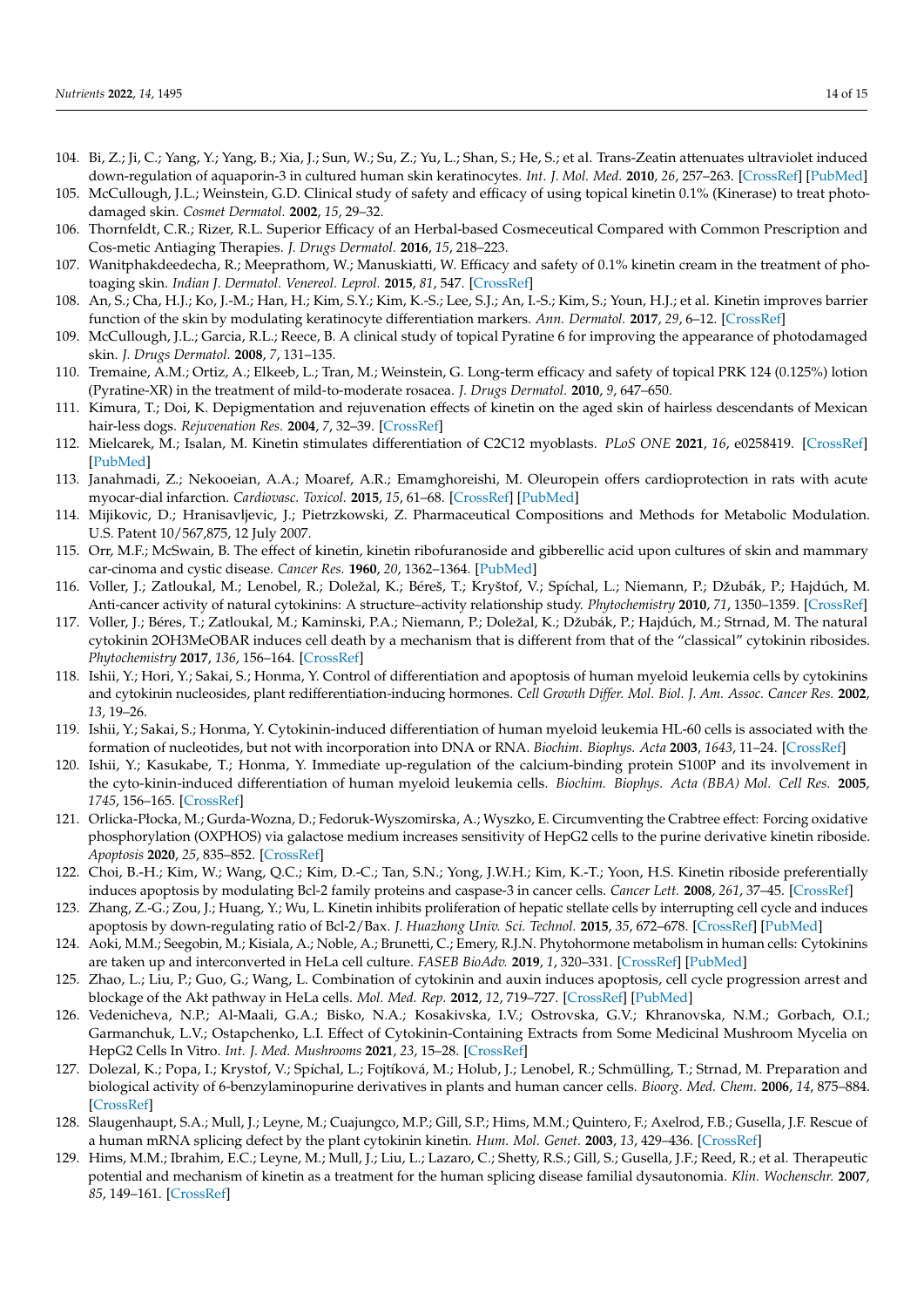104. Bi, Z.; Ji, C.; Yang, Y.; Yang, B.; Xia, J.; Sun, W.; Su, Z.; Yu, L.; Shan, S.; He, S.; et al. Trans-Zeatin attenuates ultraviolet induced down-regulation of aquaporin-3 in cultured human skin keratinocytes. *Int. J. Mol. Med.* **2010**, *26*, 257–263. [CrossRef] [PubMed]
105. McCullough, J.L.; Weinstein, G.D. Clinical study of safety and efficacy of using topical kinetin 0.1% (Kinerase) to treat photo-damaged skin. *Cosmet Dermatol.* **2002**, *15*, 29–32.
106. Thornfeldt, C.R.; Rizer, R.L. Superior Efficacy of an Herbal-based Cosmeceutical Compared with Common Prescription and Cos-metic Antiaging Therapies. *J. Drugs Dermatol.* **2016**, *15*, 218–223.
107. Wanitphakdeedecha, R.; Meeprathom, W.; Manuskiatti, W. Efficacy and safety of 0.1% kinetin cream in the treatment of pho-toaging skin. *Indian J. Dermatol. Venereol. Leprol.* **2015**, *81*, 547. [CrossRef]
108. An, S.; Cha, H.J.; Ko, J.-M.; Han, H.; Kim, S.Y.; Kim, K.-S.; Lee, S.J.; An, I.-S.; Kim, S.; Youn, H.J.; et al. Kinetin improves barrier function of the skin by modulating keratinocyte differentiation markers. *Ann. Dermatol.* **2017**, *29*, 6–12. [CrossRef]
109. McCullough, J.L.; Garcia, R.L.; Reece, B. A clinical study of topical Pyratine 6 for improving the appearance of photodamaged skin. *J. Drugs Dermatol.* **2008**, *7*, 131–135.
110. Tremaine, A.M.; Ortiz, A.; Elkeeb, L.; Tran, M.; Weinstein, G. Long-term efficacy and safety of topical PRK 124 (0.125%) lotion (Pyratine-XR) in the treatment of mild-to-moderate rosacea. *J. Drugs Dermatol.* **2010**, *9*, 647–650.
111. Kimura, T.; Doi, K. Depigmentation and rejuvenation effects of kinetin on the aged skin of hairless descendants of Mexican hair-less dogs. *Rejuvenation Res.* **2004**, *7*, 32–39. [CrossRef]
112. Mielcarek, M.; Isalan, M. Kinetin stimulates differentiation of C2C12 myoblasts. *PLoS ONE* **2021**, *16*, e0258419. [CrossRef] [PubMed]
113. Janahmadi, Z.; Nekooeian, A.A.; Moaref, A.R.; Emamghoreishi, M. Oleuropein offers cardioprotection in rats with acute myocar-dial infarction. *Cardiovasc. Toxicol.* **2015**, *15*, 61–68. [CrossRef] [PubMed]
114. Mijikovic, D.; Hranisavljevic, J.; Pietrzkowski, Z. Pharmaceutical Compositions and Methods for Metabolic Modulation. U.S. Patent 10/567,875, 12 July 2007.
115. Orr, M.F.; McSwain, B. The effect of kinetin, kinetin ribofuranoside and gibberellic acid upon cultures of skin and mammary car-cinoma and cystic disease. *Cancer Res.* **1960**, *20*, 1362–1364. [PubMed]
116. Voller, J.; Zatloukal, M.; Lenobel, R.; Doležal, K.; Béreš, T.; Kryštof, V.; Spíchal, L.; Niemann, P.; Džubák, P.; Hajdúch, M. Anti-cancer activity of natural cytokinins: A structure–activity relationship study. *Phytochemistry* **2010**, *71*, 1350–1359. [CrossRef]
117. Voller, J.; Béres, T.; Zatloukal, M.; Kaminski, P.A.; Niemann, P.; Doležal, K.; Džubák, P.; Hajdúch, M.; Strnad, M. The natural cytokinin 2OH3MeOBAR induces cell death by a mechanism that is different from that of the "classical" cytokinin ribosides. *Phytochemistry* **2017**, *136*, 156–164. [CrossRef]
118. Ishii, Y.; Hori, Y.; Sakai, S.; Honma, Y. Control of differentiation and apoptosis of human myeloid leukemia cells by cytokinins and cytokinin nucleosides, plant redifferentiation-inducing hormones. *Cell Growth Differ. Mol. Biol. J. Am. Assoc. Cancer Res.* **2002**, *13*, 19–26.
119. Ishii, Y.; Sakai, S.; Honma, Y. Cytokinin-induced differentiation of human myeloid leukemia HL-60 cells is associated with the formation of nucleotides, but not with incorporation into DNA or RNA. *Biochim. Biophys. Acta* **2003**, *1643*, 11–24. [CrossRef]
120. Ishii, Y.; Kasukabe, T.; Honma, Y. Immediate up-regulation of the calcium-binding protein S100P and its involvement in the cyto-kinin-induced differentiation of human myeloid leukemia cells. *Biochim. Biophys. Acta (BBA) Mol. Cell Res.* **2005**, *1745*, 156–165. [CrossRef]
121. Orlicka-Płocka, M.; Gurda-Wozna, D.; Fedoruk-Wyszomirska, A.; Wyszko, E. Circumventing the Crabtree effect: Forcing oxidative phosphorylation (OXPHOS) via galactose medium increases sensitivity of HepG2 cells to the purine derivative kinetin riboside. *Apoptosis* **2020**, *25*, 835–852. [CrossRef]
122. Choi, B.-H.; Kim, W.; Wang, Q.C.; Kim, D.-C.; Tan, S.N.; Yong, J.W.H.; Kim, K.-T.; Yoon, H.S. Kinetin riboside preferentially induces apoptosis by modulating Bcl-2 family proteins and caspase-3 in cancer cells. *Cancer Lett.* **2008**, *261*, 37–45. [CrossRef]
123. Zhang, Z.-G.; Zou, J.; Huang, Y.; Wu, L. Kinetin inhibits proliferation of hepatic stellate cells by interrupting cell cycle and induces apoptosis by down-regulating ratio of Bcl-2/Bax. *J. Huazhong Univ. Sci. Technol.* **2015**, *35*, 672–678. [CrossRef] [PubMed]
124. Aoki, M.M.; Seegobin, M.; Kisiala, A.; Noble, A.; Brunetti, C.; Emery, R.J.N. Phytohormone metabolism in human cells: Cytokinins are taken up and interconverted in HeLa cell culture. *FASEB BioAdv.* **2019**, *1*, 320–331. [CrossRef] [PubMed]
125. Zhao, L.; Liu, P.; Guo, G.; Wang, L. Combination of cytokinin and auxin induces apoptosis, cell cycle progression arrest and blockage of the Akt pathway in HeLa cells. *Mol. Med. Rep.* **2012**, *12*, 719–727. [CrossRef] [PubMed]
126. Vedenicheva, N.P.; Al-Maali, G.A.; Bisko, N.A.; Kosakivska, I.V.; Ostrovska, G.V.; Khranovska, N.M.; Gorbach, O.I.; Garmanchuk, L.V.; Ostapchenko, L.I. Effect of Cytokinin-Containing Extracts from Some Medicinal Mushroom Mycelia on HepG2 Cells In Vitro. *Int. J. Med. Mushrooms* **2021**, *23*, 15–28. [CrossRef]
127. Dolezal, K.; Popa, I.; Krystof, V.; Spíchal, L.; Fojtíková, M.; Holub, J.; Lenobel, R.; Schmülling, T.; Strnad, M. Preparation and biological activity of 6-benzylaminopurine derivatives in plants and human cancer cells. *Bioorg. Med. Chem.* **2006**, *14*, 875–884. [CrossRef]
128. Slaugenhaupt, S.A.; Mull, J.; Leyne, M.; Cuajungco, M.P.; Gill, S.P.; Hims, M.M.; Quintero, F.; Axelrod, F.B.; Gusella, J.F. Rescue of a human mRNA splicing defect by the plant cytokinin kinetin. *Hum. Mol. Genet.* **2003**, *13*, 429–436. [CrossRef]
129. Hims, M.M.; Ibrahim, E.C.; Leyne, M.; Mull, J.; Liu, L.; Lazaro, C.; Shetty, R.S.; Gill, S.; Gusella, J.F.; Reed, R.; et al. Therapeutic potential and mechanism of kinetin as a treatment for the human splicing disease familial dysautonomia. *Klin. Wochenschr.* **2007**, *85*, 149–161. [CrossRef]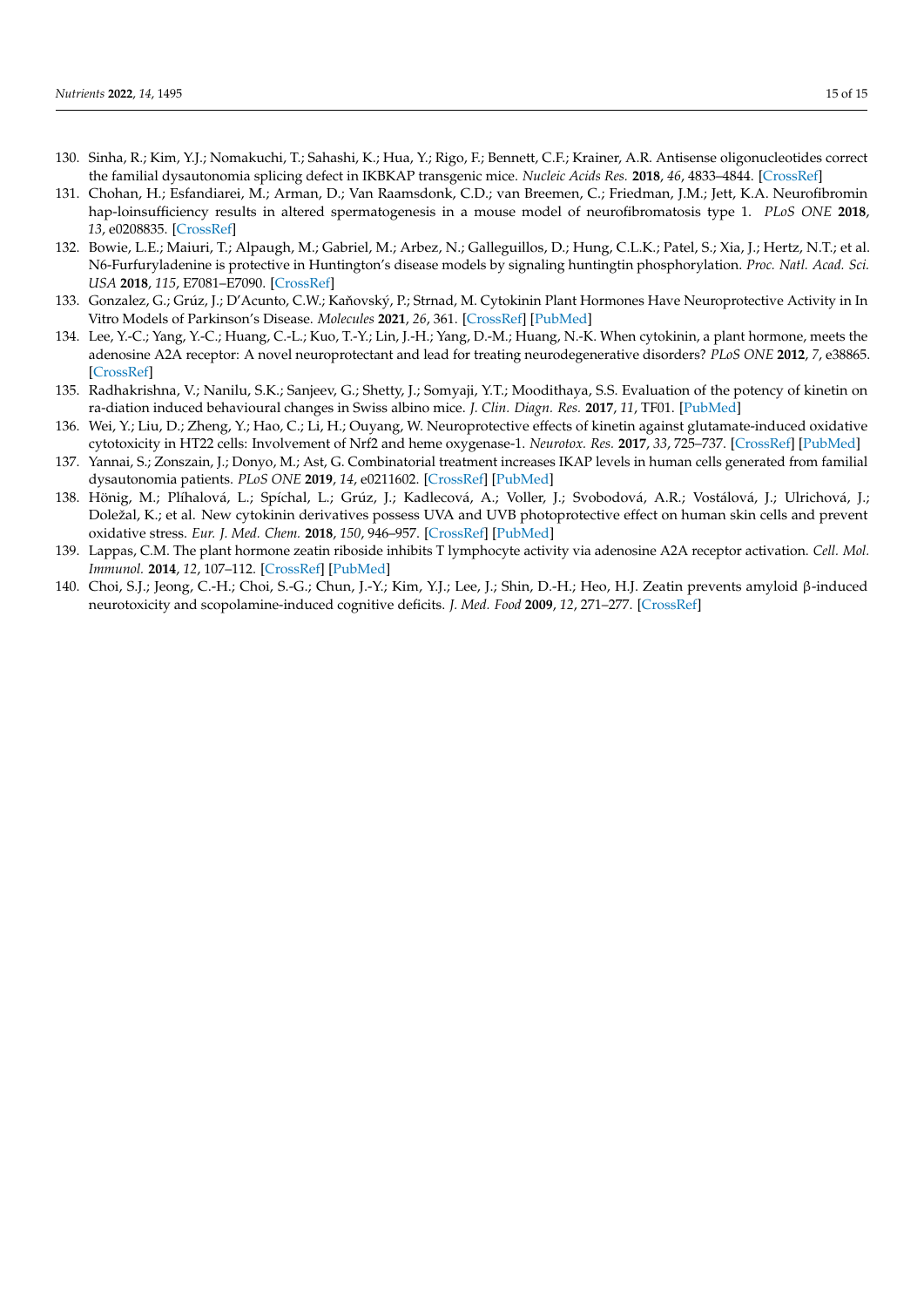130. Sinha, R.; Kim, Y.J.; Nomakuchi, T.; Sahashi, K.; Hua, Y.; Rigo, F.; Bennett, C.F.; Krainer, A.R. Antisense oligonucleotides correct the familial dysautonomia splicing defect in IKBKAP transgenic mice. *Nucleic Acids Res.* **2018**, *46*, 4833–4844. [CrossRef]
131. Chohan, H.; Esfandiarei, M.; Arman, D.; Van Raamsdonk, C.D.; van Breemen, C.; Friedman, J.M.; Jett, K.A. Neurofibromin hap-loinsufficiency results in altered spermatogenesis in a mouse model of neurofibromatosis type 1. *PLoS ONE* **2018**, *13*, e0208835. [CrossRef]
132. Bowie, L.E.; Maiuri, T.; Alpaugh, M.; Gabriel, M.; Arbez, N.; Galleguillos, D.; Hung, C.L.K.; Patel, S.; Xia, J.; Hertz, N.T.; et al. N6-Furfuryladenine is protective in Huntington's disease models by signaling huntingtin phosphorylation. *Proc. Natl. Acad. Sci. USA* **2018**, *115*, E7081–E7090. [CrossRef]
133. Gonzalez, G.; Grúz, J.; D'Acunto, C.W.; Kaňovský, P.; Strnad, M. Cytokinin Plant Hormones Have Neuroprotective Activity in In Vitro Models of Parkinson's Disease. *Molecules* **2021**, *26*, 361. [CrossRef] [PubMed]
134. Lee, Y.-C.; Yang, Y.-C.; Huang, C.-L.; Kuo, T.-Y.; Lin, J.-H.; Yang, D.-M.; Huang, N.-K. When cytokinin, a plant hormone, meets the adenosine A2A receptor: A novel neuroprotectant and lead for treating neurodegenerative disorders? *PLoS ONE* **2012**, *7*, e38865. [CrossRef]
135. Radhakrishna, V.; Nanilu, S.K.; Sanjeev, G.; Shetty, J.; Somyaji, Y.T.; Moodithaya, S.S. Evaluation of the potency of kinetin on ra-diation induced behavioural changes in Swiss albino mice. *J. Clin. Diagn. Res.* **2017**, *11*, TF01. [PubMed]
136. Wei, Y.; Liu, D.; Zheng, Y.; Hao, C.; Li, H.; Ouyang, W. Neuroprotective effects of kinetin against glutamate-induced oxidative cytotoxicity in HT22 cells: Involvement of Nrf2 and heme oxygenase-1. *Neurotox. Res.* **2017**, *33*, 725–737. [CrossRef] [PubMed]
137. Yannai, S.; Zonszain, J.; Donyo, M.; Ast, G. Combinatorial treatment increases IKAP levels in human cells generated from familial dysautonomia patients. *PLoS ONE* **2019**, *14*, e0211602. [CrossRef] [PubMed]
138. Hönig, M.; Plíhalová, L.; Spíchal, L.; Grúz, J.; Kadlecová, A.; Voller, J.; Svobodová, A.R.; Vostálová, J.; Ulrichová, J.; Doležal, K.; et al. New cytokinin derivatives possess UVA and UVB photoprotective effect on human skin cells and prevent oxidative stress. *Eur. J. Med. Chem.* **2018**, *150*, 946–957. [CrossRef] [PubMed]
139. Lappas, C.M. The plant hormone zeatin riboside inhibits T lymphocyte activity via adenosine A2A receptor activation. *Cell. Mol. Immunol.* **2014**, *12*, 107–112. [CrossRef] [PubMed]
140. Choi, S.J.; Jeong, C.-H.; Choi, S.-G.; Chun, J.-Y.; Kim, Y.J.; Lee, J.; Shin, D.-H.; Heo, H.J. Zeatin prevents amyloid β-induced neurotoxicity and scopolamine-induced cognitive deficits. *J. Med. Food* **2009**, *12*, 271–277. [CrossRef]